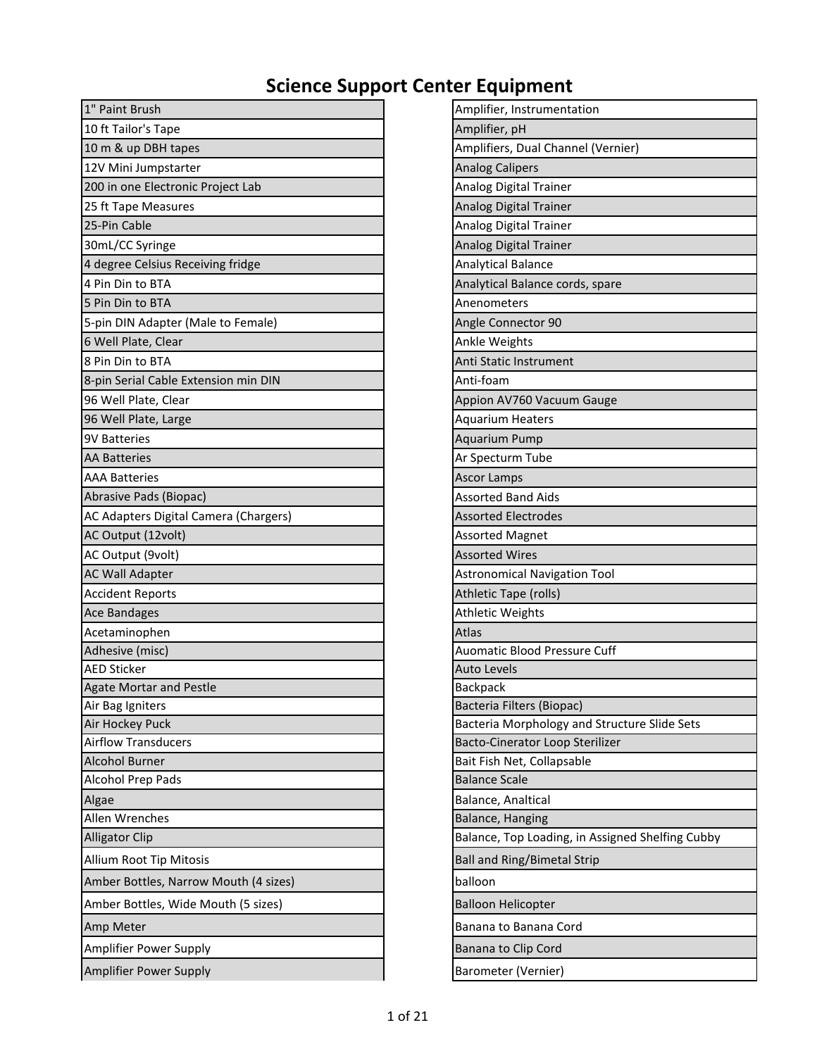# Science Support Center Equipment

| |
|---|
| 1" Paint Brush |
| 10 ft Tailor's Tape |
| 10 m & up DBH tapes |
| 12V Mini Jumpstarter |
| 200 in one Electronic Project Lab |
| 25 ft Tape Measures |
| 25-Pin Cable |
| 30mL/CC Syringe |
| 4 degree Celsius Receiving fridge |
| 4 Pin Din to BTA |
| 5 Pin Din to BTA |
| 5-pin DIN Adapter (Male to Female) |
| 6 Well Plate, Clear |
| 8 Pin Din to BTA |
| 8-pin Serial Cable Extension min DIN |
| 96 Well Plate, Clear |
| 96 Well Plate, Large |
| 9V Batteries |
| AA Batteries |
| AAA Batteries |
| Abrasive Pads (Biopac) |
| AC Adapters Digital Camera (Chargers) |
| AC Output (12volt) |
| AC Output (9volt) |
| AC Wall Adapter |
| Accident Reports |
| Ace Bandages |
| Acetaminophen |
| Adhesive (misc) |
| AED Sticker |
| Agate Mortar and Pestle |
| Air Bag Igniters |
| Air Hockey Puck |
| Airflow Transducers |
| Alcohol Burner |
| Alcohol Prep Pads |
| Algae |
| Allen Wrenches |
| Alligator Clip |
| Allium Root Tip Mitosis |
| Amber Bottles, Narrow Mouth (4 sizes) |
| Amber Bottles, Wide Mouth (5 sizes) |
| Amp Meter |
| Amplifier Power Supply |
| Amplifier Power Supply |
| Amplifier, Instrumentation |
| Amplifier, pH |
| Amplifiers, Dual Channel (Vernier) |
| Analog Calipers |
| Analog Digital Trainer |
| Analog Digital Trainer |
| Analog Digital Trainer |
| Analog Digital Trainer |
| Analytical Balance |
| Analytical Balance cords, spare |
| Anenometers |
| Angle Connector 90 |
| Ankle Weights |
| Anti Static Instrument |
| Anti-foam |
| Appion AV760 Vacuum Gauge |
| Aquarium Heaters |
| Aquarium Pump |
| Ar Specturm Tube |
| Ascor Lamps |
| Assorted Band Aids |
| Assorted Electrodes |
| Assorted Magnet |
| Assorted Wires |
| Astronomical Navigation Tool |
| Athletic Tape (rolls) |
| Athletic Weights |
| Atlas |
| Auomatic Blood Pressure Cuff |
| Auto Levels |
| Backpack |
| Bacteria Filters (Biopac) |
| Bacteria Morphology and Structure Slide Sets |
| Bacto-Cinerator Loop Sterilizer |
| Bait Fish Net, Collapsable |
| Balance Scale |
| Balance, Analtical |
| Balance, Hanging |
| Balance, Top Loading, in Assigned Shelfing Cubby |
| Ball and Ring/Bimetal Strip |
| balloon |
| Balloon Helicopter |
| Banana to Banana Cord |
| Banana to Clip Cord |
| Barometer (Vernier) |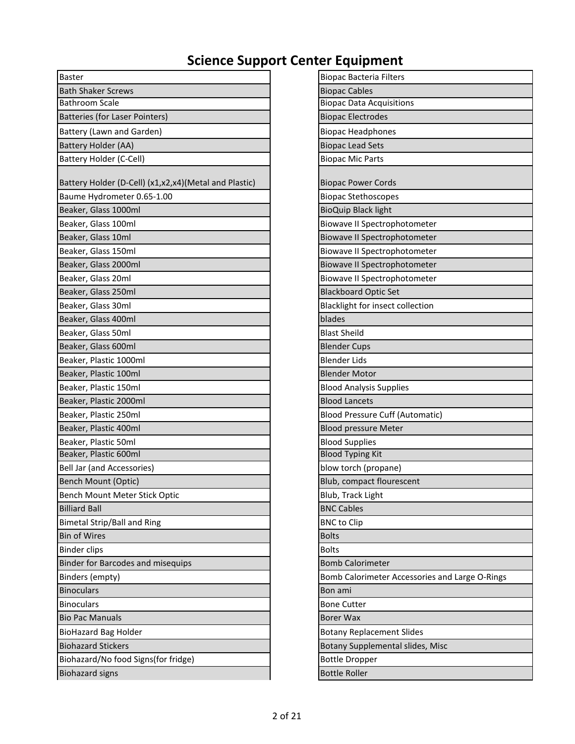# Science Support Center Equipment

| |
|---|
| Baster |
| Bath Shaker Screws |
| Bathroom Scale |
| Batteries (for Laser Pointers) |
| Battery (Lawn and Garden) |
| Battery Holder (AA) |
| Battery Holder (C-Cell) |
| Battery Holder (D-Cell) (x1,x2,x4)(Metal and Plastic) |
| Baume Hydrometer 0.65-1.00 |
| Beaker, Glass 1000ml |
| Beaker, Glass 100ml |
| Beaker, Glass 10ml |
| Beaker, Glass 150ml |
| Beaker, Glass 2000ml |
| Beaker, Glass 20ml |
| Beaker, Glass 250ml |
| Beaker, Glass 30ml |
| Beaker, Glass 400ml |
| Beaker, Glass 50ml |
| Beaker, Glass 600ml |
| Beaker, Plastic 1000ml |
| Beaker, Plastic 100ml |
| Beaker, Plastic 150ml |
| Beaker, Plastic 2000ml |
| Beaker, Plastic 250ml |
| Beaker, Plastic 400ml |
| Beaker, Plastic 50ml |
| Beaker, Plastic 600ml |
| Bell Jar (and Accessories) |
| Bench Mount (Optic) |
| Bench Mount Meter Stick Optic |
| Billiard Ball |
| Bimetal Strip/Ball and Ring |
| Bin of Wires |
| Binder clips |
| Binder for Barcodes and misequips |
| Binders (empty) |
| Binoculars |
| Binoculars |
| Bio Pac Manuals |
| BioHazard Bag Holder |
| Biohazard Stickers |
| Biohazard/No food Signs(for fridge) |
| Biohazard signs |
| Biopac Bacteria Filters |
| Biopac Cables |
| Biopac Data Acquisitions |
| Biopac Electrodes |
| Biopac Headphones |
| Biopac Lead Sets |
| Biopac Mic Parts |
| Biopac Power Cords |
| Biopac Stethoscopes |
| BioQuip Black light |
| Biowave II Spectrophotometer |
| Biowave II Spectrophotometer |
| Biowave II Spectrophotometer |
| Biowave II Spectrophotometer |
| Biowave II Spectrophotometer |
| Blackboard Optic Set |
| Blacklight for insect collection |
| blades |
| Blast Sheild |
| Blender Cups |
| Blender Lids |
| Blender Motor |
| Blood Analysis Supplies |
| Blood Lancets |
| Blood Pressure Cuff (Automatic) |
| Blood pressure Meter |
| Blood Supplies |
| Blood Typing Kit |
| blow torch (propane) |
| Blub, compact flourescent |
| Blub, Track Light |
| BNC Cables |
| BNC to Clip |
| Bolts |
| Bolts |
| Bomb Calorimeter |
| Bomb Calorimeter Accessories and Large O-Rings |
| Bon ami |
| Bone Cutter |
| Borer Wax |
| Botany Replacement Slides |
| Botany Supplemental slides, Misc |
| Bottle Dropper |
| Bottle Roller |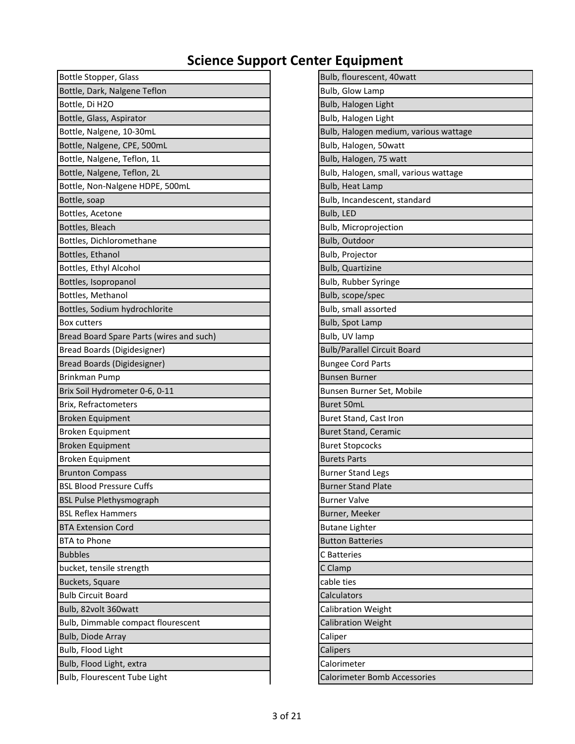# Science Support Center Equipment

| Bottle Stopper, Glass |
|---|
| Bottle, Dark, Nalgene Teflon |
| Bottle, Di H2O |
| Bottle, Glass, Aspirator |
| Bottle, Nalgene, 10-30mL |
| Bottle, Nalgene, CPE, 500mL |
| Bottle, Nalgene, Teflon, 1L |
| Bottle, Nalgene, Teflon, 2L |
| Bottle, Non-Nalgene HDPE, 500mL |
| Bottle, soap |
| Bottles, Acetone |
| Bottles, Bleach |
| Bottles, Dichloromethane |
| Bottles, Ethanol |
| Bottles, Ethyl Alcohol |
| Bottles, Isopropanol |
| Bottles, Methanol |
| Bottles, Sodium hydrochlorite |
| Box cutters |
| Bread Board Spare Parts (wires and such) |
| Bread Boards (Digidesigner) |
| Bread Boards (Digidesigner) |
| Brinkman Pump |
| Brix Soil Hydrometer 0-6, 0-11 |
| Brix, Refractometers |
| Broken Equipment |
| Broken Equipment |
| Broken Equipment |
| Broken Equipment |
| Brunton Compass |
| BSL Blood Pressure Cuffs |
| BSL Pulse Plethysmograph |
| BSL Reflex Hammers |
| BTA Extension Cord |
| BTA to Phone |
| Bubbles |
| bucket, tensile strength |
| Buckets, Square |
| Bulb Circuit Board |
| Bulb, 82volt 360watt |
| Bulb, Dimmable compact flourescent |
| Bulb, Diode Array |
| Bulb, Flood Light |
| Bulb, Flood Light, extra |
| Bulb, Flourescent Tube Light |

| Bulb, flourescent, 40watt |
|---|
| Bulb, Glow Lamp |
| Bulb, Halogen Light |
| Bulb, Halogen Light |
| Bulb, Halogen medium, various wattage |
| Bulb, Halogen, 50watt |
| Bulb, Halogen, 75 watt |
| Bulb, Halogen, small, various wattage |
| Bulb, Heat Lamp |
| Bulb, Incandescent, standard |
| Bulb, LED |
| Bulb, Microprojection |
| Bulb, Outdoor |
| Bulb, Projector |
| Bulb, Quartizine |
| Bulb, Rubber Syringe |
| Bulb, scope/spec |
| Bulb, small assorted |
| Bulb, Spot Lamp |
| Bulb, UV lamp |
| Bulb/Parallel Circuit Board |
| Bungee Cord Parts |
| Bunsen Burner |
| Bunsen Burner Set, Mobile |
| Buret 50mL |
| Buret Stand, Cast Iron |
| Buret Stand, Ceramic |
| Buret Stopcocks |
| Burets Parts |
| Burner Stand Legs |
| Burner Stand Plate |
| Burner Valve |
| Burner, Meeker |
| Butane Lighter |
| Button Batteries |
| C Batteries |
| C Clamp |
| cable ties |
| Calculators |
| Calibration Weight |
| Calibration Weight |
| Caliper |
| Calipers |
| Calorimeter |
| Calorimeter Bomb Accessories |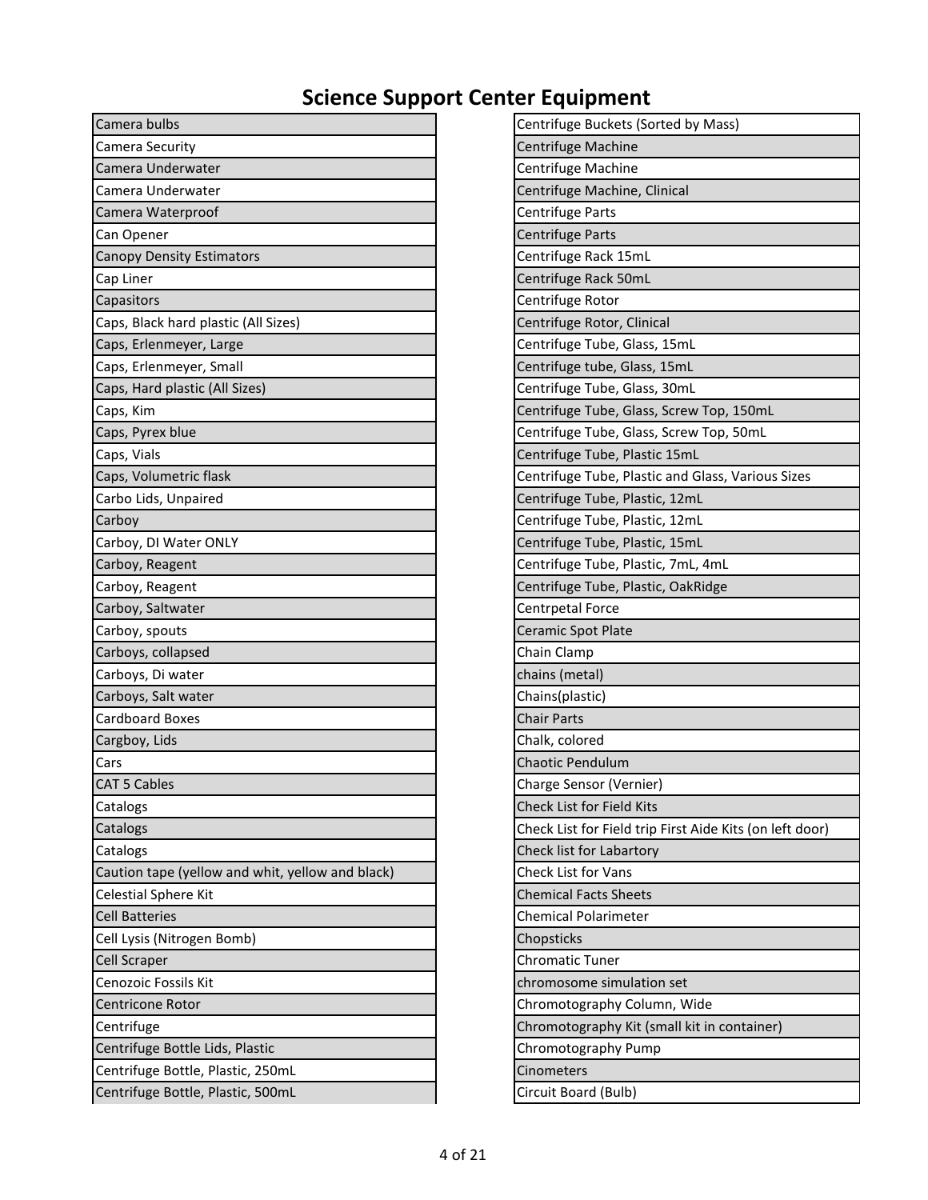# Science Support Center Equipment

| Camera bulbs |
|---|
| Camera Security |
| Camera Underwater |
| Camera Underwater |
| Camera Waterproof |
| Can Opener |
| Canopy Density Estimators |
| Cap Liner |
| Capasitors |
| Caps, Black hard plastic (All Sizes) |
| Caps, Erlenmeyer, Large |
| Caps, Erlenmeyer, Small |
| Caps, Hard plastic (All Sizes) |
| Caps, Kim |
| Caps, Pyrex blue |
| Caps, Vials |
| Caps, Volumetric flask |
| Carbo Lids, Unpaired |
| Carboy |
| Carboy, DI Water ONLY |
| Carboy, Reagent |
| Carboy, Reagent |
| Carboy, Saltwater |
| Carboy, spouts |
| Carboys, collapsed |
| Carboys, Di water |
| Carboys, Salt water |
| Cardboard Boxes |
| Cargboy, Lids |
| Cars |
| CAT 5 Cables |
| Catalogs |
| Catalogs |
| Catalogs |
| Caution tape (yellow and whit, yellow and black) |
| Celestial Sphere Kit |
| Cell Batteries |
| Cell Lysis (Nitrogen Bomb) |
| Cell Scraper |
| Cenozoic Fossils Kit |
| Centricone Rotor |
| Centrifuge |
| Centrifuge Bottle Lids, Plastic |
| Centrifuge Bottle, Plastic, 250mL |
| Centrifuge Bottle, Plastic, 500mL |

| Centrifuge Buckets (Sorted by Mass) |
|---|
| Centrifuge Machine |
| Centrifuge Machine |
| Centrifuge Machine, Clinical |
| Centrifuge Parts |
| Centrifuge Parts |
| Centrifuge Rack 15mL |
| Centrifuge Rack 50mL |
| Centrifuge Rotor |
| Centrifuge Rotor, Clinical |
| Centrifuge Tube, Glass, 15mL |
| Centrifuge tube, Glass, 15mL |
| Centrifuge Tube, Glass, 30mL |
| Centrifuge Tube, Glass, Screw Top, 150mL |
| Centrifuge Tube, Glass, Screw Top, 50mL |
| Centrifuge Tube, Plastic 15mL |
| Centrifuge Tube, Plastic and Glass, Various Sizes |
| Centrifuge Tube, Plastic, 12mL |
| Centrifuge Tube, Plastic, 12mL |
| Centrifuge Tube, Plastic, 15mL |
| Centrifuge Tube, Plastic, 7mL, 4mL |
| Centrifuge Tube, Plastic, OakRidge |
| Centrpetal Force |
| Ceramic Spot Plate |
| Chain Clamp |
| chains (metal) |
| Chains(plastic) |
| Chair Parts |
| Chalk, colored |
| Chaotic Pendulum |
| Charge Sensor (Vernier) |
| Check List for Field Kits |
| Check List for Field trip First Aide Kits (on left door) |
| Check list for Labartory |
| Check List for Vans |
| Chemical Facts Sheets |
| Chemical Polarimeter |
| Chopsticks |
| Chromatic Tuner |
| chromosome simulation set |
| Chromotography Column, Wide |
| Chromotography Kit (small kit in container) |
| Chromotography Pump |
| Cinometers |
| Circuit Board (Bulb) |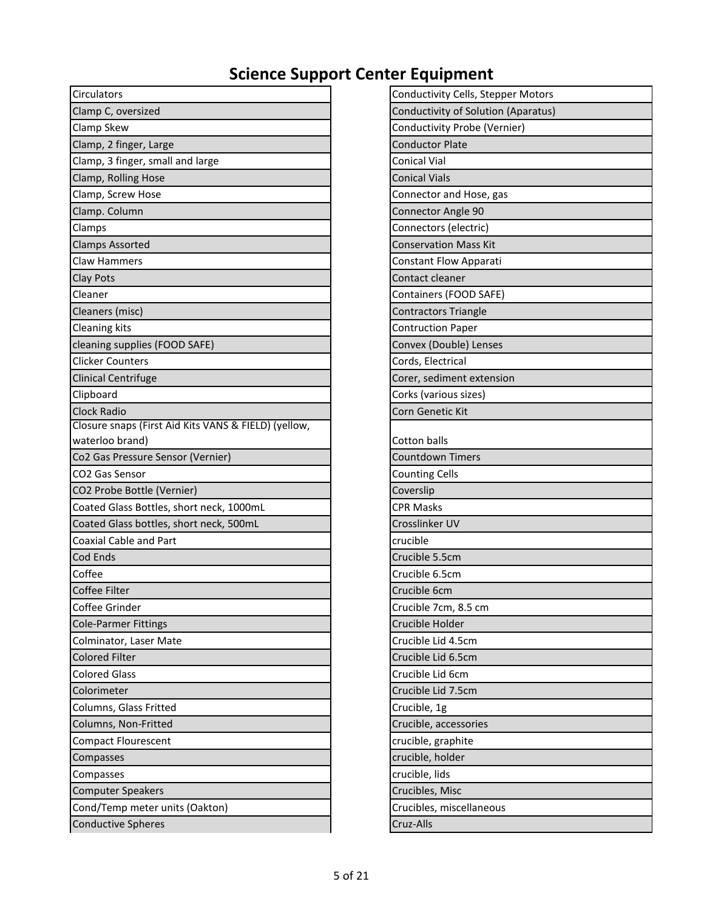# Science Support Center Equipment

| |
|---|
| Circulators |
| Clamp C, oversized |
| Clamp Skew |
| Clamp, 2 finger, Large |
| Clamp, 3 finger, small and large |
| Clamp, Rolling Hose |
| Clamp, Screw Hose |
| Clamp. Column |
| Clamps |
| Clamps Assorted |
| Claw Hammers |
| Clay Pots |
| Cleaner |
| Cleaners (misc) |
| Cleaning kits |
| cleaning supplies (FOOD SAFE) |
| Clicker Counters |
| Clinical Centrifuge |
| Clipboard |
| Clock Radio |
| Closure snaps (First Aid Kits VANS & FIELD) (yellow, waterloo brand) |
| Co2 Gas Pressure Sensor (Vernier) |
| CO2 Gas Sensor |
| CO2 Probe Bottle (Vernier) |
| Coated Glass Bottles, short neck, 1000mL |
| Coated Glass bottles, short neck, 500mL |
| Coaxial Cable and Part |
| Cod Ends |
| Coffee |
| Coffee Filter |
| Coffee Grinder |
| Cole-Parmer Fittings |
| Colminator, Laser Mate |
| Colored Filter |
| Colored Glass |
| Colorimeter |
| Columns, Glass Fritted |
| Columns, Non-Fritted |
| Compact Flourescent |
| Compasses |
| Compasses |
| Computer Speakers |
| Cond/Temp meter units (Oakton) |
| Conductive Spheres |

| |
|---|
| Conductivity Cells, Stepper Motors |
| Conductivity of Solution (Aparatus) |
| Conductivity Probe (Vernier) |
| Conductor Plate |
| Conical Vial |
| Conical Vials |
| Connector and Hose, gas |
| Connector Angle 90 |
| Connectors (electric) |
| Conservation Mass Kit |
| Constant Flow Apparati |
| Contact cleaner |
| Containers (FOOD SAFE) |
| Contractors Triangle |
| Contruction Paper |
| Convex (Double) Lenses |
| Cords, Electrical |
| Corer, sediment extension |
| Corks (various sizes) |
| Corn Genetic Kit |
| Cotton balls |
| Countdown Timers |
| Counting Cells |
| Coverslip |
| CPR Masks |
| Crosslinker UV |
| crucible |
| Crucible 5.5cm |
| Crucible 6.5cm |
| Crucible 6cm |
| Crucible 7cm, 8.5 cm |
| Crucible Holder |
| Crucible Lid 4.5cm |
| Crucible Lid 6.5cm |
| Crucible Lid 6cm |
| Crucible Lid 7.5cm |
| Crucible, 1g |
| Crucible, accessories |
| crucible, graphite |
| crucible, holder |
| crucible, lids |
| Crucibles, Misc |
| Crucibles, miscellaneous |
| Cruz-Alls |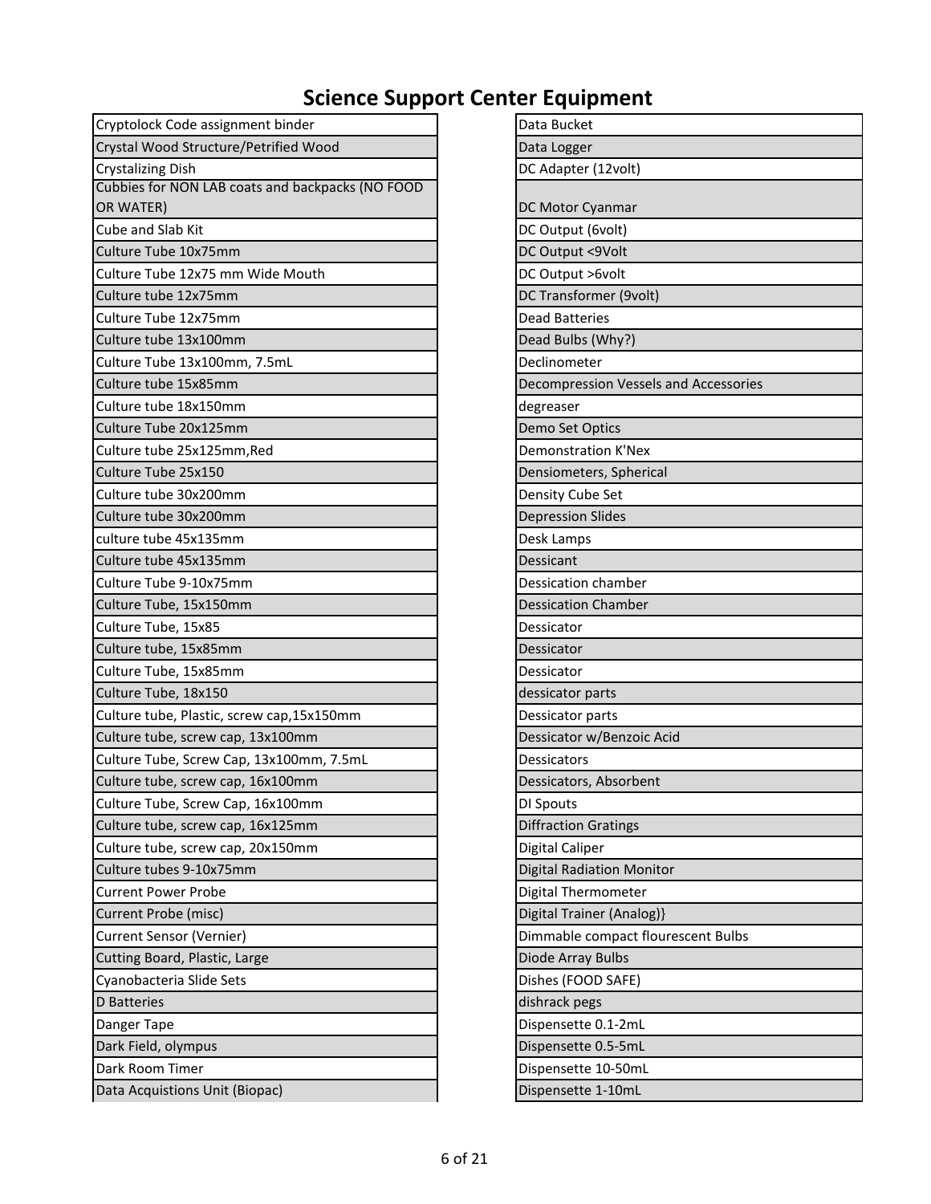# Science Support Center Equipment

| |
|---|
| Cryptolock Code assignment binder |
| Crystal Wood Structure/Petrified Wood |
| Crystalizing Dish |
| Cubbies for NON LAB coats and backpacks (NO FOOD OR WATER) |
| Cube and Slab Kit |
| Culture Tube 10x75mm |
| Culture Tube 12x75 mm Wide Mouth |
| Culture tube 12x75mm |
| Culture Tube 12x75mm |
| Culture tube 13x100mm |
| Culture Tube 13x100mm, 7.5mL |
| Culture tube 15x85mm |
| Culture tube 18x150mm |
| Culture Tube 20x125mm |
| Culture tube 25x125mm,Red |
| Culture Tube 25x150 |
| Culture tube 30x200mm |
| Culture tube 30x200mm |
| culture tube 45x135mm |
| Culture tube 45x135mm |
| Culture Tube 9-10x75mm |
| Culture Tube, 15x150mm |
| Culture Tube, 15x85 |
| Culture tube, 15x85mm |
| Culture Tube, 15x85mm |
| Culture Tube, 18x150 |
| Culture tube, Plastic, screw cap,15x150mm |
| Culture tube, screw cap, 13x100mm |
| Culture Tube, Screw Cap, 13x100mm, 7.5mL |
| Culture tube, screw cap, 16x100mm |
| Culture Tube, Screw Cap, 16x100mm |
| Culture tube, screw cap, 16x125mm |
| Culture tube, screw cap, 20x150mm |
| Culture tubes 9-10x75mm |
| Current Power Probe |
| Current Probe (misc) |
| Current Sensor (Vernier) |
| Cutting Board, Plastic, Large |
| Cyanobacteria Slide Sets |
| D Batteries |
| Danger Tape |
| Dark Field, olympus |
| Dark Room Timer |
| Data Acquistions Unit (Biopac) |

| |
|---|
| Data Bucket |
| Data Logger |
| DC Adapter (12volt) |
| DC Motor Cyanmar |
| DC Output (6volt) |
| DC Output <9Volt |
| DC Output >6volt |
| DC Transformer (9volt) |
| Dead Batteries |
| Dead Bulbs (Why?) |
| Declinometer |
| Decompression Vessels and Accessories |
| degreaser |
| Demo Set Optics |
| Demonstration K'Nex |
| Densiometers, Spherical |
| Density Cube Set |
| Depression Slides |
| Desk Lamps |
| Dessicant |
| Dessication chamber |
| Dessication Chamber |
| Dessicator |
| Dessicator |
| Dessicator |
| dessicator parts |
| Dessicator parts |
| Dessicator w/Benzoic Acid |
| Dessicators |
| Dessicators, Absorbent |
| DI Spouts |
| Diffraction Gratings |
| Digital Caliper |
| Digital Radiation Monitor |
| Digital Thermometer |
| Digital Trainer (Analog)} |
| Dimmable compact flourescent Bulbs |
| Diode Array Bulbs |
| Dishes (FOOD SAFE) |
| dishrack pegs |
| Dispensette 0.1-2mL |
| Dispensette 0.5-5mL |
| Dispensette 10-50mL |
| Dispensette 1-10mL |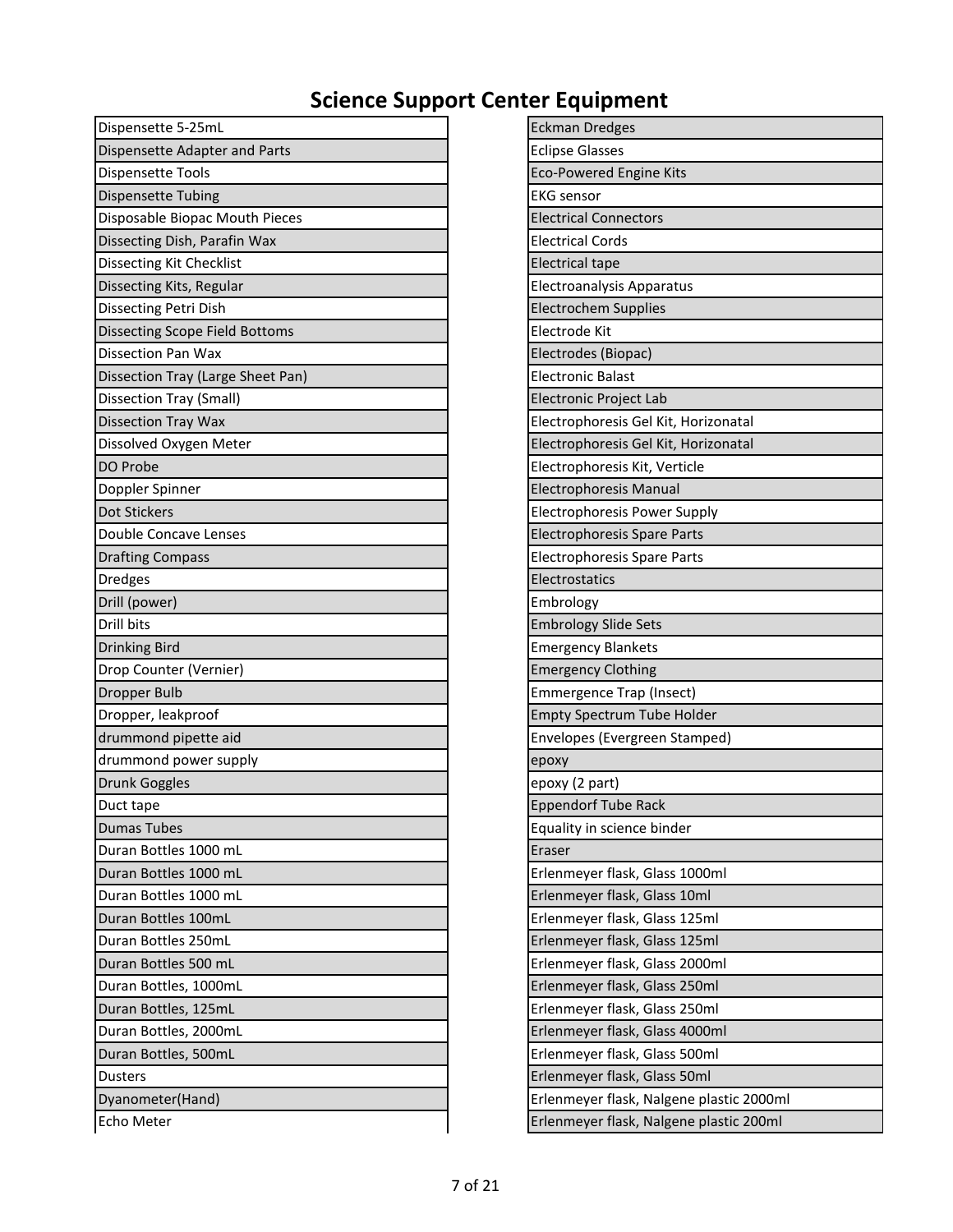# Science Support Center Equipment

| |
|---|
| Dispensette 5-25mL |
| Dispensette Adapter and Parts |
| Dispensette Tools |
| Dispensette Tubing |
| Disposable Biopac Mouth Pieces |
| Dissecting Dish, Parafin Wax |
| Dissecting Kit Checklist |
| Dissecting Kits, Regular |
| Dissecting Petri Dish |
| Dissecting Scope Field Bottoms |
| Dissection Pan Wax |
| Dissection Tray (Large Sheet Pan) |
| Dissection Tray (Small) |
| Dissection Tray Wax |
| Dissolved Oxygen Meter |
| DO Probe |
| Doppler Spinner |
| Dot Stickers |
| Double Concave Lenses |
| Drafting Compass |
| Dredges |
| Drill (power) |
| Drill bits |
| Drinking Bird |
| Drop Counter (Vernier) |
| Dropper Bulb |
| Dropper, leakproof |
| drummond pipette aid |
| drummond power supply |
| Drunk Goggles |
| Duct tape |
| Dumas Tubes |
| Duran Bottles 1000 mL |
| Duran Bottles 1000 mL |
| Duran Bottles 1000 mL |
| Duran Bottles 100mL |
| Duran Bottles 250mL |
| Duran Bottles 500 mL |
| Duran Bottles, 1000mL |
| Duran Bottles, 125mL |
| Duran Bottles, 2000mL |
| Duran Bottles, 500mL |
| Dusters |
| Dyanometer(Hand) |
| Echo Meter |
| Eckman Dredges |
| Eclipse Glasses |
| Eco-Powered Engine Kits |
| EKG sensor |
| Electrical Connectors |
| Electrical Cords |
| Electrical tape |
| Electroanalysis Apparatus |
| Electrochem Supplies |
| Electrode Kit |
| Electrodes (Biopac) |
| Electronic Balast |
| Electronic Project Lab |
| Electrophoresis Gel Kit, Horizonatal |
| Electrophoresis Gel Kit, Horizonatal |
| Electrophoresis Kit, Verticle |
| Electrophoresis Manual |
| Electrophoresis Power Supply |
| Electrophoresis Spare Parts |
| Electrophoresis Spare Parts |
| Electrostatics |
| Embrology |
| Embrology Slide Sets |
| Emergency Blankets |
| Emergency Clothing |
| Emmergence Trap (Insect) |
| Empty Spectrum Tube Holder |
| Envelopes (Evergreen Stamped) |
| epoxy |
| epoxy (2 part) |
| Eppendorf Tube Rack |
| Equality in science binder |
| Eraser |
| Erlenmeyer flask, Glass 1000ml |
| Erlenmeyer flask, Glass 10ml |
| Erlenmeyer flask, Glass 125ml |
| Erlenmeyer flask, Glass 125ml |
| Erlenmeyer flask, Glass 2000ml |
| Erlenmeyer flask, Glass 250ml |
| Erlenmeyer flask, Glass 250ml |
| Erlenmeyer flask, Glass 4000ml |
| Erlenmeyer flask, Glass 500ml |
| Erlenmeyer flask, Glass 50ml |
| Erlenmeyer flask, Nalgene plastic 2000ml |
| Erlenmeyer flask, Nalgene plastic 200ml |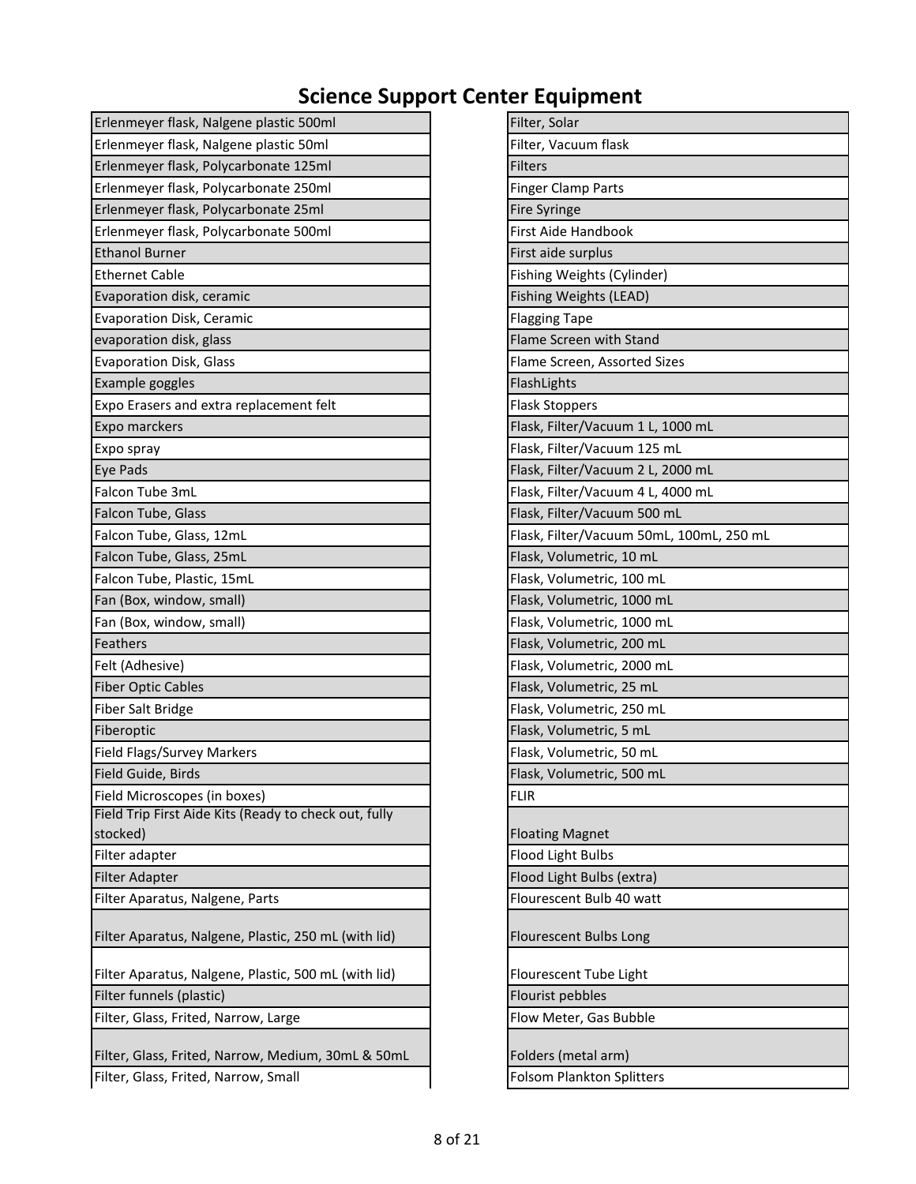# Science Support Center Equipment

| |
|---|
| Erlenmeyer flask, Nalgene plastic 500ml |
| Erlenmeyer flask, Nalgene plastic 50ml |
| Erlenmeyer flask, Polycarbonate 125ml |
| Erlenmeyer flask, Polycarbonate 250ml |
| Erlenmeyer flask, Polycarbonate 25ml |
| Erlenmeyer flask, Polycarbonate 500ml |
| Ethanol Burner |
| Ethernet Cable |
| Evaporation disk, ceramic |
| Evaporation Disk, Ceramic |
| evaporation disk, glass |
| Evaporation Disk, Glass |
| Example goggles |
| Expo Erasers and extra replacement felt |
| Expo marckers |
| Expo spray |
| Eye Pads |
| Falcon Tube 3mL |
| Falcon Tube, Glass |
| Falcon Tube, Glass, 12mL |
| Falcon Tube, Glass, 25mL |
| Falcon Tube, Plastic, 15mL |
| Fan (Box, window, small) |
| Fan (Box, window, small) |
| Feathers |
| Felt (Adhesive) |
| Fiber Optic Cables |
| Fiber Salt Bridge |
| Fiberoptic |
| Field Flags/Survey Markers |
| Field Guide, Birds |
| Field Microscopes (in boxes) |
| Field Trip First Aide Kits (Ready to check out, fully stocked) |
| Filter adapter |
| Filter Adapter |
| Filter Aparatus, Nalgene, Parts |
| Filter Aparatus, Nalgene, Plastic, 250 mL (with lid) |
| Filter Aparatus, Nalgene, Plastic, 500 mL (with lid) |
| Filter funnels (plastic) |
| Filter, Glass, Frited, Narrow, Large |
| Filter, Glass, Frited, Narrow, Medium, 30mL & 50mL |
| Filter, Glass, Frited, Narrow, Small |
| Filter, Solar |
| Filter, Vacuum flask |
| Filters |
| Finger Clamp Parts |
| Fire Syringe |
| First Aide Handbook |
| First aide surplus |
| Fishing Weights (Cylinder) |
| Fishing Weights (LEAD) |
| Flagging Tape |
| Flame Screen with Stand |
| Flame Screen, Assorted Sizes |
| FlashLights |
| Flask Stoppers |
| Flask, Filter/Vacuum 1 L, 1000 mL |
| Flask, Filter/Vacuum 125 mL |
| Flask, Filter/Vacuum 2 L, 2000 mL |
| Flask, Filter/Vacuum 4 L, 4000 mL |
| Flask, Filter/Vacuum 500 mL |
| Flask, Filter/Vacuum 50mL, 100mL, 250 mL |
| Flask, Volumetric, 10 mL |
| Flask, Volumetric, 100 mL |
| Flask, Volumetric, 1000 mL |
| Flask, Volumetric, 1000 mL |
| Flask, Volumetric, 200 mL |
| Flask, Volumetric, 2000 mL |
| Flask, Volumetric, 25 mL |
| Flask, Volumetric, 250 mL |
| Flask, Volumetric, 5 mL |
| Flask, Volumetric, 50 mL |
| Flask, Volumetric, 500 mL |
| FLIR |
| Floating Magnet |
| Flood Light Bulbs |
| Flood Light Bulbs (extra) |
| Flourescent Bulb 40 watt |
| Flourescent Bulbs Long |
| Flourescent Tube Light |
| Flourist pebbles |
| Flow Meter, Gas Bubble |
| Folders (metal arm) |
| Folsom Plankton Splitters |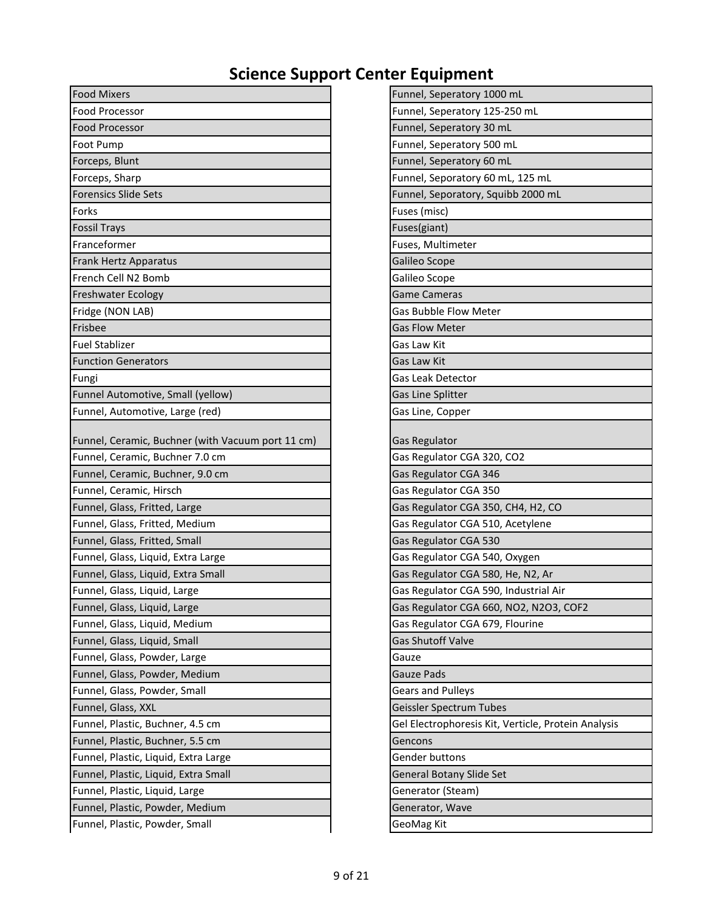# Science Support Center Equipment

| |
|---|
| Food Mixers |
| Food Processor |
| Food Processor |
| Foot Pump |
| Forceps, Blunt |
| Forceps, Sharp |
| Forensics Slide Sets |
| Forks |
| Fossil Trays |
| Franceformer |
| Frank Hertz Apparatus |
| French Cell N2 Bomb |
| Freshwater Ecology |
| Fridge (NON LAB) |
| Frisbee |
| Fuel Stablizer |
| Function Generators |
| Fungi |
| Funnel Automotive, Small (yellow) |
| Funnel, Automotive, Large (red) |
| Funnel, Ceramic, Buchner (with Vacuum port 11 cm) |
| Funnel, Ceramic, Buchner 7.0 cm |
| Funnel, Ceramic, Buchner, 9.0 cm |
| Funnel, Ceramic, Hirsch |
| Funnel, Glass, Fritted, Large |
| Funnel, Glass, Fritted, Medium |
| Funnel, Glass, Fritted, Small |
| Funnel, Glass, Liquid, Extra Large |
| Funnel, Glass, Liquid, Extra Small |
| Funnel, Glass, Liquid, Large |
| Funnel, Glass, Liquid, Large |
| Funnel, Glass, Liquid, Medium |
| Funnel, Glass, Liquid, Small |
| Funnel, Glass, Powder, Large |
| Funnel, Glass, Powder, Medium |
| Funnel, Glass, Powder, Small |
| Funnel, Glass, XXL |
| Funnel, Plastic, Buchner, 4.5 cm |
| Funnel, Plastic, Buchner, 5.5 cm |
| Funnel, Plastic, Liquid, Extra Large |
| Funnel, Plastic, Liquid, Extra Small |
| Funnel, Plastic, Liquid, Large |
| Funnel, Plastic, Powder, Medium |
| Funnel, Plastic, Powder, Small |
| Funnel, Seperatory 1000 mL |
| Funnel, Seperatory 125-250 mL |
| Funnel, Seperatory 30 mL |
| Funnel, Seperatory 500 mL |
| Funnel, Seperatory 60 mL |
| Funnel, Seporatory 60 mL, 125 mL |
| Funnel, Seporatory, Squibb 2000 mL |
| Fuses (misc) |
| Fuses(giant) |
| Fuses, Multimeter |
| Galileo Scope |
| Galileo Scope |
| Game Cameras |
| Gas Bubble Flow Meter |
| Gas Flow Meter |
| Gas Law Kit |
| Gas Law Kit |
| Gas Leak Detector |
| Gas Line Splitter |
| Gas Line, Copper |
| Gas Regulator |
| Gas Regulator CGA 320, CO2 |
| Gas Regulator CGA 346 |
| Gas Regulator CGA 350 |
| Gas Regulator CGA 350, CH4, H2, CO |
| Gas Regulator CGA 510, Acetylene |
| Gas Regulator CGA 530 |
| Gas Regulator CGA 540, Oxygen |
| Gas Regulator CGA 580, He, N2, Ar |
| Gas Regulator CGA 590, Industrial Air |
| Gas Regulator CGA 660, NO2, N2O3, COF2 |
| Gas Regulator CGA 679, Flourine |
| Gas Shutoff Valve |
| Gauze |
| Gauze Pads |
| Gears and Pulleys |
| Geissler Spectrum Tubes |
| Gel Electrophoresis Kit, Verticle, Protein Analysis |
| Gencons |
| Gender buttons |
| General Botany Slide Set |
| Generator (Steam) |
| Generator, Wave |
| GeoMag Kit |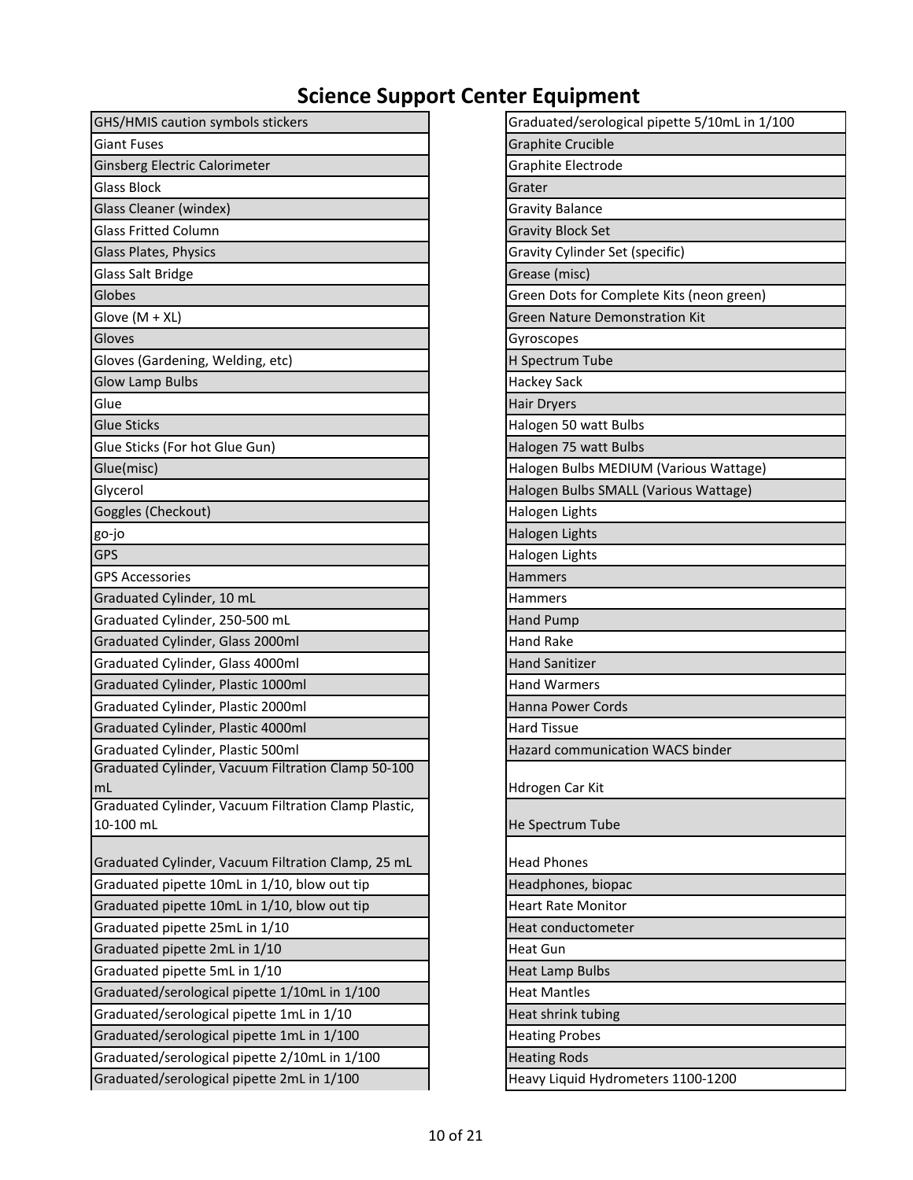# Science Support Center Equipment

| |
|---|
| GHS/HMIS caution symbols stickers |
| Giant Fuses |
| Ginsberg Electric Calorimeter |
| Glass Block |
| Glass Cleaner (windex) |
| Glass Fritted Column |
| Glass Plates, Physics |
| Glass Salt Bridge |
| Globes |
| Glove (M + XL) |
| Gloves |
| Gloves (Gardening, Welding, etc) |
| Glow Lamp Bulbs |
| Glue |
| Glue Sticks |
| Glue Sticks (For hot Glue Gun) |
| Glue(misc) |
| Glycerol |
| Goggles (Checkout) |
| go-jo |
| GPS |
| GPS Accessories |
| Graduated Cylinder, 10 mL |
| Graduated Cylinder, 250-500 mL |
| Graduated Cylinder, Glass 2000ml |
| Graduated Cylinder, Glass 4000ml |
| Graduated Cylinder, Plastic 1000ml |
| Graduated Cylinder, Plastic 2000ml |
| Graduated Cylinder, Plastic 4000ml |
| Graduated Cylinder, Plastic 500ml |
| Graduated Cylinder, Vacuum Filtration Clamp 50-100 mL |
| Graduated Cylinder, Vacuum Filtration Clamp Plastic, 10-100 mL |
| Graduated Cylinder, Vacuum Filtration Clamp, 25 mL |
| Graduated pipette 10mL in 1/10, blow out tip |
| Graduated pipette 10mL in 1/10, blow out tip |
| Graduated pipette 25mL in 1/10 |
| Graduated pipette 2mL in 1/10 |
| Graduated pipette 5mL in 1/10 |
| Graduated/serological pipette 1/10mL in 1/100 |
| Graduated/serological pipette 1mL in 1/10 |
| Graduated/serological pipette 1mL in 1/100 |
| Graduated/serological pipette 2/10mL in 1/100 |
| Graduated/serological pipette 2mL in 1/100 |
| Graduated/serological pipette 5/10mL in 1/100 |
| Graphite Crucible |
| Graphite Electrode |
| Grater |
| Gravity Balance |
| Gravity Block Set |
| Gravity Cylinder Set (specific) |
| Grease (misc) |
| Green Dots for Complete Kits (neon green) |
| Green Nature Demonstration Kit |
| Gyroscopes |
| H Spectrum Tube |
| Hackey Sack |
| Hair Dryers |
| Halogen 50 watt Bulbs |
| Halogen 75 watt Bulbs |
| Halogen Bulbs MEDIUM (Various Wattage) |
| Halogen Bulbs SMALL (Various Wattage) |
| Halogen Lights |
| Halogen Lights |
| Halogen Lights |
| Hammers |
| Hammers |
| Hand Pump |
| Hand Rake |
| Hand Sanitizer |
| Hand Warmers |
| Hanna Power Cords |
| Hard Tissue |
| Hazard communication WACS binder |
| Hdrogen Car Kit |
| He Spectrum Tube |
| Head Phones |
| Headphones, biopac |
| Heart Rate Monitor |
| Heat conductometer |
| Heat Gun |
| Heat Lamp Bulbs |
| Heat Mantles |
| Heat shrink tubing |
| Heating Probes |
| Heating Rods |
| Heavy Liquid Hydrometers 1100-1200 |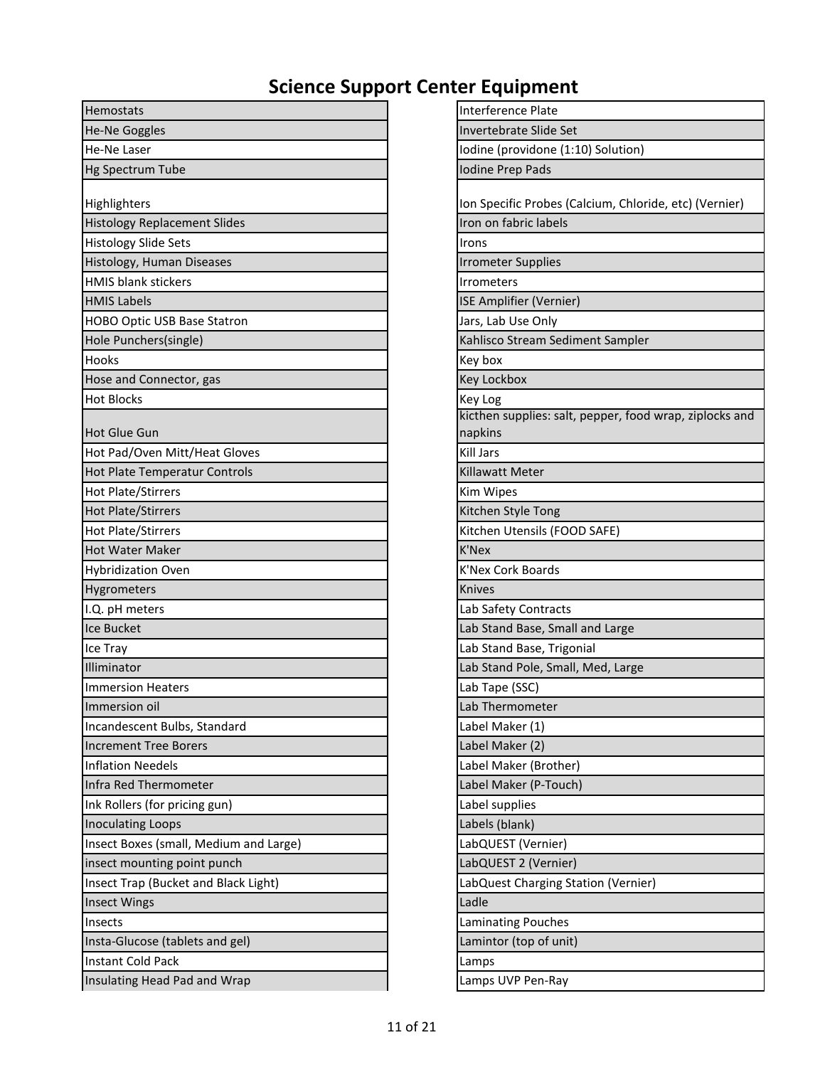# Science Support Center Equipment

| |
|---|
| Hemostats |
| He-Ne Goggles |
| He-Ne Laser |
| Hg Spectrum Tube |
| Highlighters |
| Histology Replacement Slides |
| Histology Slide Sets |
| Histology, Human Diseases |
| HMIS blank stickers |
| HMIS Labels |
| HOBO Optic USB Base Statron |
| Hole Punchers(single) |
| Hooks |
| Hose and Connector, gas |
| Hot Blocks |
| Hot Glue Gun |
| Hot Pad/Oven Mitt/Heat Gloves |
| Hot Plate Temperatur Controls |
| Hot Plate/Stirrers |
| Hot Plate/Stirrers |
| Hot Plate/Stirrers |
| Hot Water Maker |
| Hybridization Oven |
| Hygrometers |
| I.Q. pH meters |
| Ice Bucket |
| Ice Tray |
| Illiminator |
| Immersion Heaters |
| Immersion oil |
| Incandescent Bulbs, Standard |
| Increment Tree Borers |
| Inflation Needels |
| Infra Red Thermometer |
| Ink Rollers (for pricing gun) |
| Inoculating Loops |
| Insect Boxes (small, Medium and Large) |
| insect mounting point punch |
| Insect Trap (Bucket and Black Light) |
| Insect Wings |
| Insects |
| Insta-Glucose (tablets and gel) |
| Instant Cold Pack |
| Insulating Head Pad and Wrap |

| |
|---|
| Interference Plate |
| Invertebrate Slide Set |
| Iodine (providone (1:10) Solution) |
| Iodine Prep Pads |
| Ion Specific Probes (Calcium, Chloride, etc) (Vernier) |
| Iron on fabric labels |
| Irons |
| Irrometer Supplies |
| Irrometers |
| ISE Amplifier (Vernier) |
| Jars, Lab Use Only |
| Kahlisco Stream Sediment Sampler |
| Key box |
| Key Lockbox |
| Key Log |
| kicthen supplies: salt, pepper, food wrap, ziplocks and napkins |
| Kill Jars |
| Killawatt Meter |
| Kim Wipes |
| Kitchen Style Tong |
| Kitchen Utensils (FOOD SAFE) |
| K'Nex |
| K'Nex Cork Boards |
| Knives |
| Lab Safety Contracts |
| Lab Stand Base, Small and Large |
| Lab Stand Base, Trigonial |
| Lab Stand Pole, Small, Med, Large |
| Lab Tape (SSC) |
| Lab Thermometer |
| Label Maker (1) |
| Label Maker (2) |
| Label Maker (Brother) |
| Label Maker (P-Touch) |
| Label supplies |
| Labels (blank) |
| LabQUEST (Vernier) |
| LabQUEST 2 (Vernier) |
| LabQuest Charging Station (Vernier) |
| Ladle |
| Laminating Pouches |
| Lamintor (top of unit) |
| Lamps |
| Lamps UVP Pen-Ray |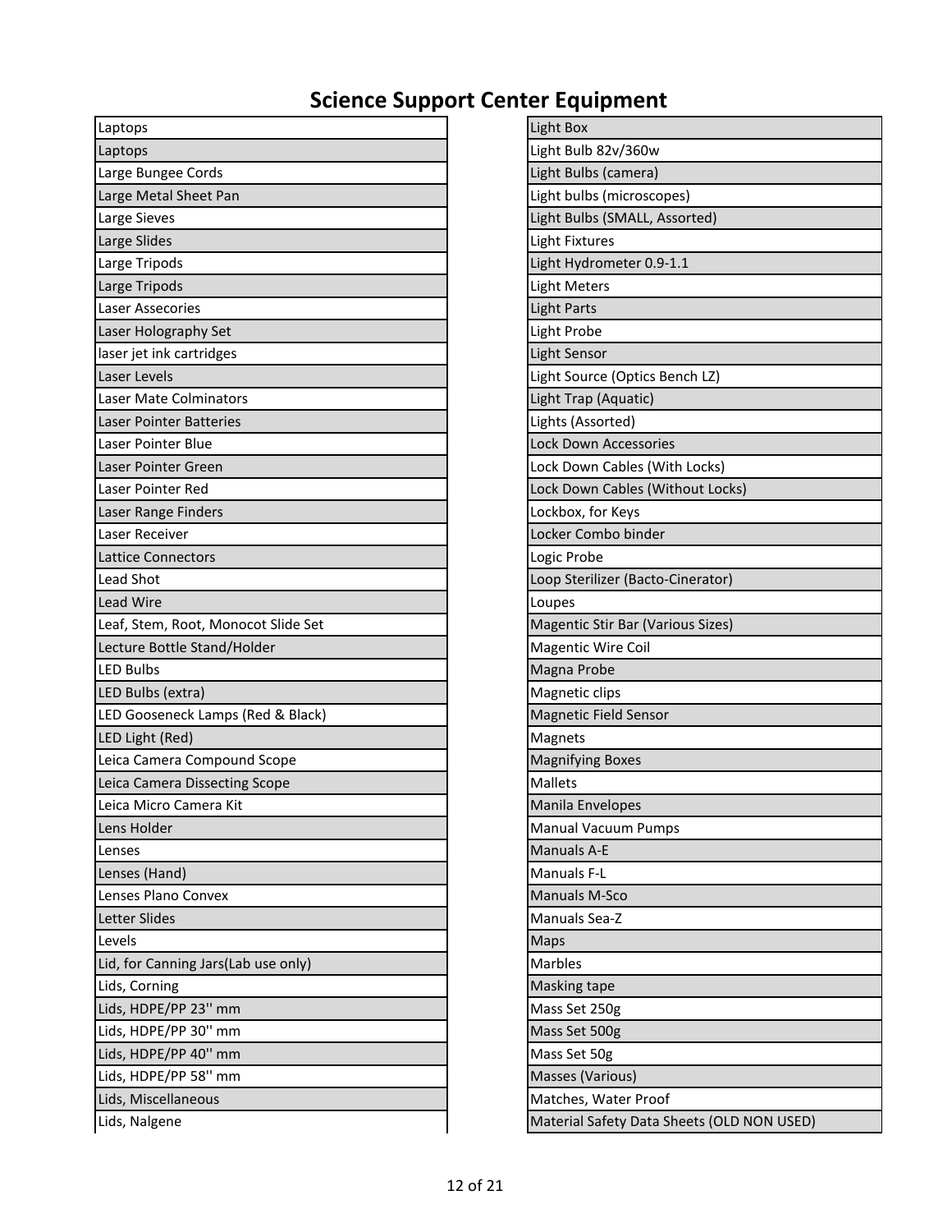# Science Support Center Equipment

| |
|---|
| Laptops |
| Laptops |
| Large Bungee Cords |
| Large Metal Sheet Pan |
| Large Sieves |
| Large Slides |
| Large Tripods |
| Large Tripods |
| Laser Assecories |
| Laser Holography Set |
| laser jet ink cartridges |
| Laser Levels |
| Laser Mate Colminators |
| Laser Pointer Batteries |
| Laser Pointer Blue |
| Laser Pointer Green |
| Laser Pointer Red |
| Laser Range Finders |
| Laser Receiver |
| Lattice Connectors |
| Lead Shot |
| Lead Wire |
| Leaf, Stem, Root, Monocot Slide Set |
| Lecture Bottle Stand/Holder |
| LED Bulbs |
| LED Bulbs (extra) |
| LED Gooseneck Lamps (Red & Black) |
| LED Light (Red) |
| Leica Camera Compound Scope |
| Leica Camera Dissecting Scope |
| Leica Micro Camera Kit |
| Lens Holder |
| Lenses |
| Lenses (Hand) |
| Lenses Plano Convex |
| Letter Slides |
| Levels |
| Lid, for Canning Jars(Lab use only) |
| Lids, Corning |
| Lids, HDPE/PP 23'' mm |
| Lids, HDPE/PP 30'' mm |
| Lids, HDPE/PP 40'' mm |
| Lids, HDPE/PP 58'' mm |
| Lids, Miscellaneous |
| Lids, Nalgene |
| Light Box |
| Light Bulb 82v/360w |
| Light Bulbs (camera) |
| Light bulbs (microscopes) |
| Light Bulbs (SMALL, Assorted) |
| Light Fixtures |
| Light Hydrometer 0.9-1.1 |
| Light Meters |
| Light Parts |
| Light Probe |
| Light Sensor |
| Light Source (Optics Bench LZ) |
| Light Trap (Aquatic) |
| Lights (Assorted) |
| Lock Down Accessories |
| Lock Down Cables (With Locks) |
| Lock Down Cables (Without Locks) |
| Lockbox, for Keys |
| Locker Combo binder |
| Logic Probe |
| Loop Sterilizer (Bacto-Cinerator) |
| Loupes |
| Magentic Stir Bar (Various Sizes) |
| Magentic Wire Coil |
| Magna Probe |
| Magnetic clips |
| Magnetic Field Sensor |
| Magnets |
| Magnifying Boxes |
| Mallets |
| Manila Envelopes |
| Manual Vacuum Pumps |
| Manuals A-E |
| Manuals F-L |
| Manuals M-Sco |
| Manuals Sea-Z |
| Maps |
| Marbles |
| Masking tape |
| Mass Set 250g |
| Mass Set 500g |
| Mass Set 50g |
| Masses (Various) |
| Matches, Water Proof |
| Material Safety Data Sheets (OLD NON USED) |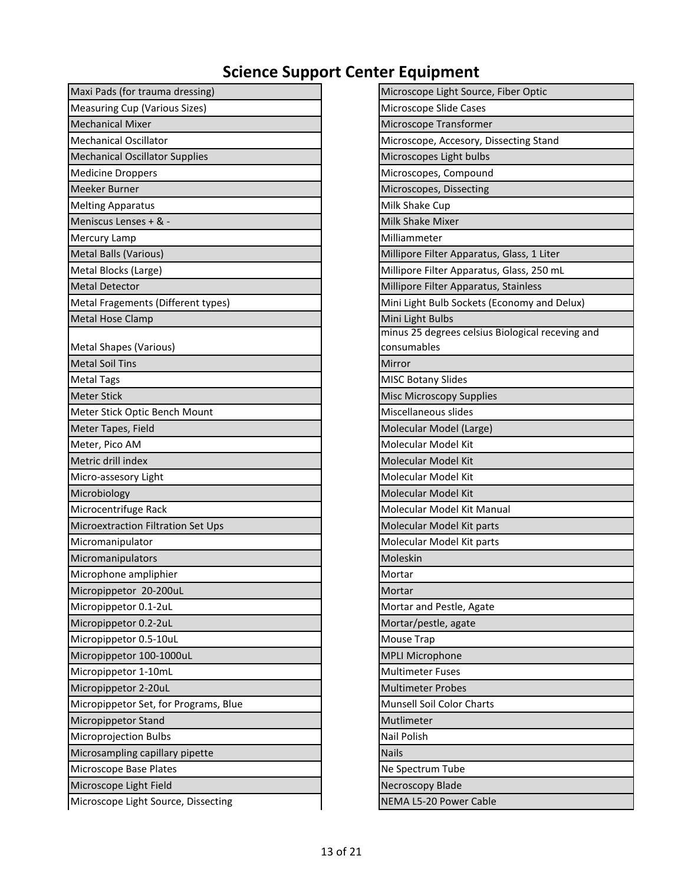# Science Support Center Equipment

| |
|---|
| Maxi Pads (for trauma dressing) |
| Measuring Cup (Various Sizes) |
| Mechanical Mixer |
| Mechanical Oscillator |
| Mechanical Oscillator Supplies |
| Medicine Droppers |
| Meeker Burner |
| Melting Apparatus |
| Meniscus Lenses + & - |
| Mercury Lamp |
| Metal Balls (Various) |
| Metal Blocks (Large) |
| Metal Detector |
| Metal Fragements (Different types) |
| Metal Hose Clamp |
| Metal Shapes (Various) |
| Metal Soil Tins |
| Metal Tags |
| Meter Stick |
| Meter Stick Optic Bench Mount |
| Meter Tapes, Field |
| Meter, Pico AM |
| Metric drill index |
| Micro-assesory Light |
| Microbiology |
| Microcentrifuge Rack |
| Microextraction Filtration Set Ups |
| Micromanipulator |
| Micromanipulators |
| Microphone ampliphier |
| Micropippetor 20-200uL |
| Micropippetor 0.1-2uL |
| Micropippetor 0.2-2uL |
| Micropippetor 0.5-10uL |
| Micropippetor 100-1000uL |
| Micropippetor 1-10mL |
| Micropippetor 2-20uL |
| Micropippetor Set, for Programs, Blue |
| Micropippetor Stand |
| Microprojection Bulbs |
| Microsampling capillary pipette |
| Microscope Base Plates |
| Microscope Light Field |
| Microscope Light Source, Dissecting |
| Microscope Light Source, Fiber Optic |
| Microscope Slide Cases |
| Microscope Transformer |
| Microscope, Accesory, Dissecting Stand |
| Microscopes Light bulbs |
| Microscopes, Compound |
| Microscopes, Dissecting |
| Milk Shake Cup |
| Milk Shake Mixer |
| Milliammeter |
| Millipore Filter Apparatus, Glass, 1 Liter |
| Millipore Filter Apparatus, Glass, 250 mL |
| Millipore Filter Apparatus, Stainless |
| Mini Light Bulb Sockets (Economy and Delux) |
| Mini Light Bulbs |
| minus 25 degrees celsius Biological receving and consumables |
| Mirror |
| MISC Botany Slides |
| Misc Microscopy Supplies |
| Miscellaneous slides |
| Molecular Model (Large) |
| Molecular Model Kit |
| Molecular Model Kit |
| Molecular Model Kit |
| Molecular Model Kit |
| Molecular Model Kit Manual |
| Molecular Model Kit parts |
| Molecular Model Kit parts |
| Moleskin |
| Mortar |
| Mortar |
| Mortar and Pestle, Agate |
| Mortar/pestle, agate |
| Mouse Trap |
| MPLI Microphone |
| Multimeter Fuses |
| Multimeter Probes |
| Munsell Soil Color Charts |
| Mutlimeter |
| Nail Polish |
| Nails |
| Ne Spectrum Tube |
| Necroscopy Blade |
| NEMA L5-20 Power Cable |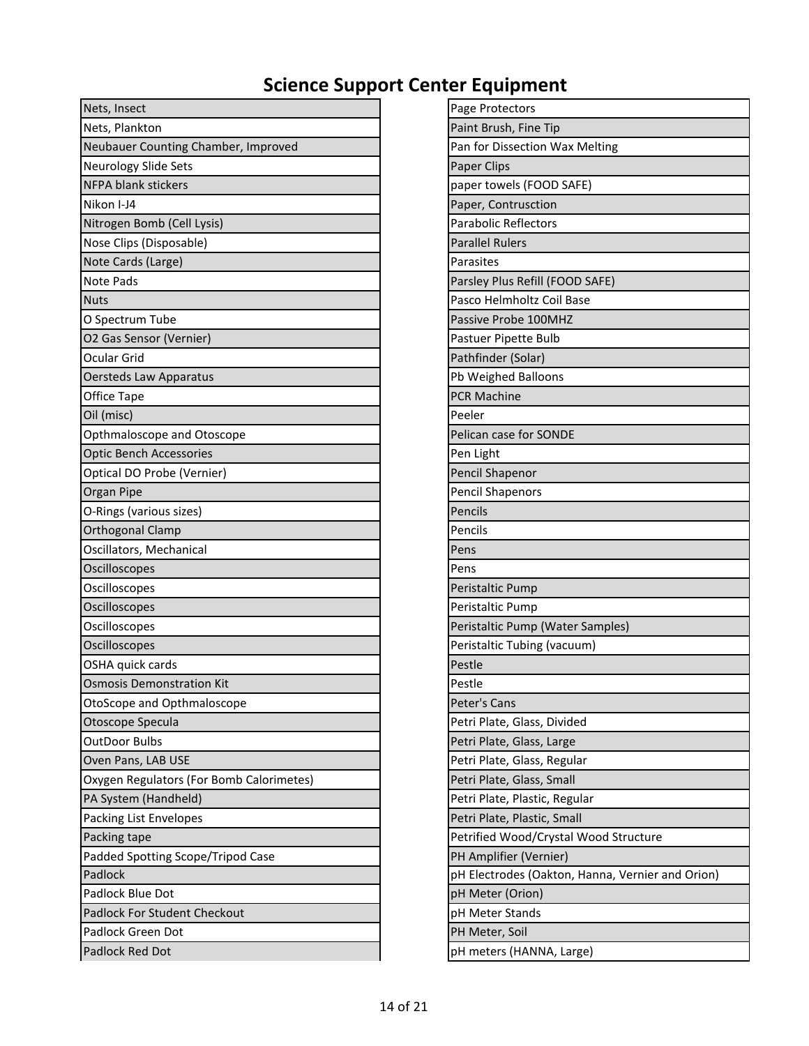# Science Support Center Equipment

| |
|---|
| Nets, Insect |
| Nets, Plankton |
| Neubauer Counting Chamber, Improved |
| Neurology Slide Sets |
| NFPA blank stickers |
| Nikon I-J4 |
| Nitrogen Bomb (Cell Lysis) |
| Nose Clips (Disposable) |
| Note Cards (Large) |
| Note Pads |
| Nuts |
| O Spectrum Tube |
| O2 Gas Sensor (Vernier) |
| Ocular Grid |
| Oersteds Law Apparatus |
| Office Tape |
| Oil (misc) |
| Opthmaloscope and Otoscope |
| Optic Bench Accessories |
| Optical DO Probe (Vernier) |
| Organ Pipe |
| O-Rings (various sizes) |
| Orthogonal Clamp |
| Oscillators, Mechanical |
| Oscilloscopes |
| Oscilloscopes |
| Oscilloscopes |
| Oscilloscopes |
| Oscilloscopes |
| OSHA quick cards |
| Osmosis Demonstration Kit |
| OtoScope and Opthmaloscope |
| Otoscope Specula |
| OutDoor Bulbs |
| Oven Pans, LAB USE |
| Oxygen Regulators (For Bomb Calorimetes) |
| PA System (Handheld) |
| Packing List Envelopes |
| Packing tape |
| Padded Spotting Scope/Tripod Case |
| Padlock |
| Padlock Blue Dot |
| Padlock For Student Checkout |
| Padlock Green Dot |
| Padlock Red Dot |

| |
|---|
| Page Protectors |
| Paint Brush, Fine Tip |
| Pan for Dissection Wax Melting |
| Paper Clips |
| paper towels (FOOD SAFE) |
| Paper, Contrusction |
| Parabolic Reflectors |
| Parallel Rulers |
| Parasites |
| Parsley Plus Refill (FOOD SAFE) |
| Pasco Helmholtz Coil Base |
| Passive Probe 100MHZ |
| Pastuer Pipette Bulb |
| Pathfinder (Solar) |
| Pb Weighed Balloons |
| PCR Machine |
| Peeler |
| Pelican case for SONDE |
| Pen Light |
| Pencil Shapenor |
| Pencil Shapenors |
| Pencils |
| Pencils |
| Pens |
| Pens |
| Peristaltic Pump |
| Peristaltic Pump |
| Peristaltic Pump (Water Samples) |
| Peristaltic Tubing (vacuum) |
| Pestle |
| Pestle |
| Peter's Cans |
| Petri Plate, Glass, Divided |
| Petri Plate, Glass, Large |
| Petri Plate, Glass, Regular |
| Petri Plate, Glass, Small |
| Petri Plate, Plastic, Regular |
| Petri Plate, Plastic, Small |
| Petrified Wood/Crystal Wood Structure |
| PH Amplifier (Vernier) |
| pH Electrodes (Oakton, Hanna, Vernier and Orion) |
| pH Meter (Orion) |
| pH Meter Stands |
| PH Meter, Soil |
| pH meters (HANNA, Large) |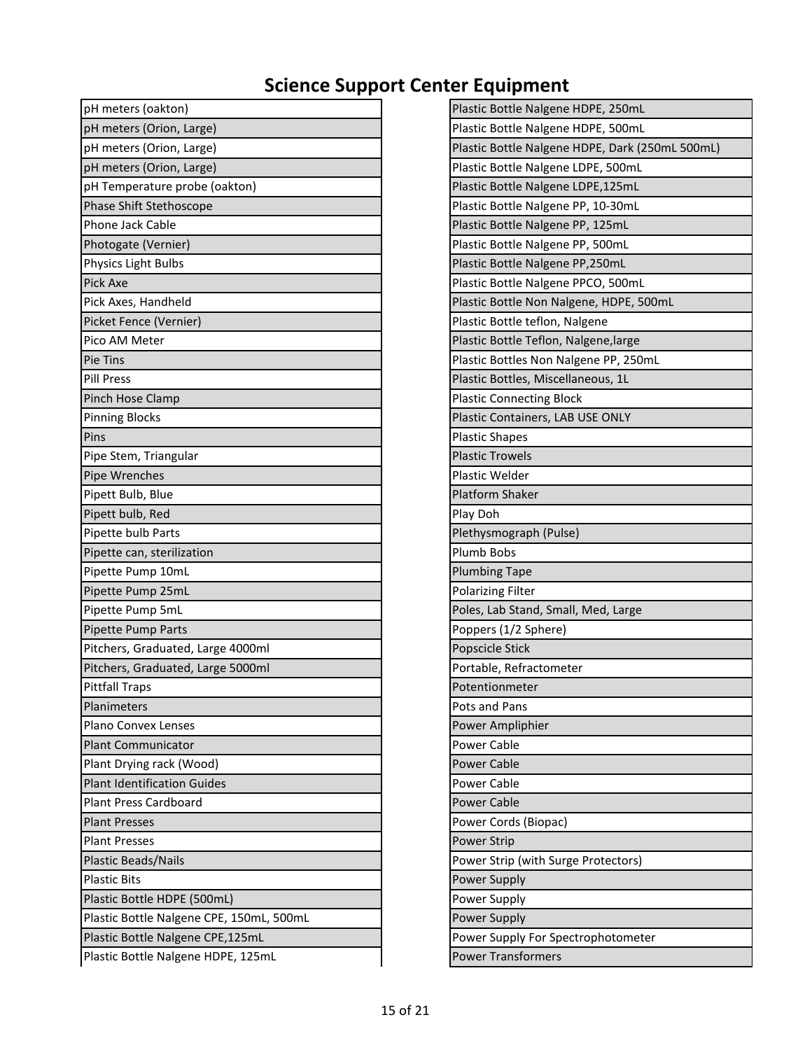# Science Support Center Equipment

| pH meters (oakton) |
|---|
| pH meters (Orion, Large) |
| pH meters (Orion, Large) |
| pH meters (Orion, Large) |
| pH Temperature probe (oakton) |
| Phase Shift Stethoscope |
| Phone Jack Cable |
| Photogate (Vernier) |
| Physics Light Bulbs |
| Pick Axe |
| Pick Axes, Handheld |
| Picket Fence (Vernier) |
| Pico AM Meter |
| Pie Tins |
| Pill Press |
| Pinch Hose Clamp |
| Pinning Blocks |
| Pins |
| Pipe Stem, Triangular |
| Pipe Wrenches |
| Pipett Bulb, Blue |
| Pipett bulb, Red |
| Pipette bulb Parts |
| Pipette can, sterilization |
| Pipette Pump 10mL |
| Pipette Pump 25mL |
| Pipette Pump 5mL |
| Pipette Pump Parts |
| Pitchers, Graduated, Large 4000ml |
| Pitchers, Graduated, Large 5000ml |
| Pittfall Traps |
| Planimeters |
| Plano Convex Lenses |
| Plant Communicator |
| Plant Drying rack (Wood) |
| Plant Identification Guides |
| Plant Press Cardboard |
| Plant Presses |
| Plant Presses |
| Plastic Beads/Nails |
| Plastic Bits |
| Plastic Bottle HDPE (500mL) |
| Plastic Bottle Nalgene CPE, 150mL, 500mL |
| Plastic Bottle Nalgene CPE,125mL |
| Plastic Bottle Nalgene HDPE, 125mL |

| Plastic Bottle Nalgene HDPE, 250mL |
|---|
| Plastic Bottle Nalgene HDPE, 500mL |
| Plastic Bottle Nalgene HDPE, Dark (250mL 500mL) |
| Plastic Bottle Nalgene LDPE, 500mL |
| Plastic Bottle Nalgene LDPE,125mL |
| Plastic Bottle Nalgene PP, 10-30mL |
| Plastic Bottle Nalgene PP, 125mL |
| Plastic Bottle Nalgene PP, 500mL |
| Plastic Bottle Nalgene PP,250mL |
| Plastic Bottle Nalgene PPCO, 500mL |
| Plastic Bottle Non Nalgene, HDPE, 500mL |
| Plastic Bottle teflon, Nalgene |
| Plastic Bottle Teflon, Nalgene,large |
| Plastic Bottles Non Nalgene PP, 250mL |
| Plastic Bottles, Miscellaneous, 1L |
| Plastic Connecting Block |
| Plastic Containers, LAB USE ONLY |
| Plastic Shapes |
| Plastic Trowels |
| Plastic Welder |
| Platform Shaker |
| Play Doh |
| Plethysmograph (Pulse) |
| Plumb Bobs |
| Plumbing Tape |
| Polarizing Filter |
| Poles, Lab Stand, Small, Med, Large |
| Poppers (1/2 Sphere) |
| Popscicle Stick |
| Portable, Refractometer |
| Potentionmeter |
| Pots and Pans |
| Power Ampliphier |
| Power Cable |
| Power Cable |
| Power Cable |
| Power Cable |
| Power Cords (Biopac) |
| Power Strip |
| Power Strip (with Surge Protectors) |
| Power Supply |
| Power Supply |
| Power Supply |
| Power Supply For Spectrophotometer |
| Power Transformers |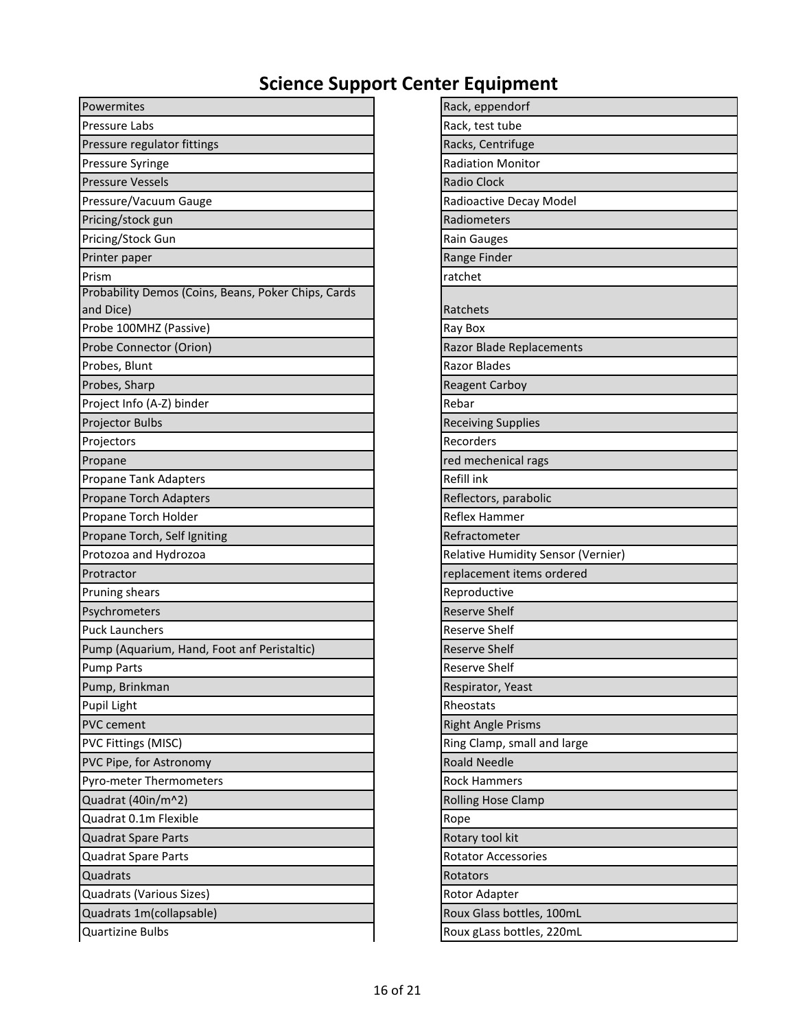# Science Support Center Equipment

| Powermites |
|---|
| Pressure Labs |
| Pressure regulator fittings |
| Pressure Syringe |
| Pressure Vessels |
| Pressure/Vacuum Gauge |
| Pricing/stock gun |
| Pricing/Stock Gun |
| Printer paper |
| Prism |
| Probability Demos (Coins, Beans, Poker Chips, Cards and Dice) |
| Probe 100MHZ (Passive) |
| Probe Connector (Orion) |
| Probes, Blunt |
| Probes, Sharp |
| Project Info (A-Z) binder |
| Projector Bulbs |
| Projectors |
| Propane |
| Propane Tank Adapters |
| Propane Torch Adapters |
| Propane Torch Holder |
| Propane Torch, Self Igniting |
| Protozoa and Hydrozoa |
| Protractor |
| Pruning shears |
| Psychrometers |
| Puck Launchers |
| Pump (Aquarium, Hand, Foot anf Peristaltic) |
| Pump Parts |
| Pump, Brinkman |
| Pupil Light |
| PVC cement |
| PVC Fittings (MISC) |
| PVC Pipe, for Astronomy |
| Pyro-meter Thermometers |
| Quadrat (40in/m^2) |
| Quadrat 0.1m Flexible |
| Quadrat Spare Parts |
| Quadrat Spare Parts |
| Quadrats |
| Quadrats (Various Sizes) |
| Quadrats 1m(collapsable) |
| Quartizine Bulbs |

| Rack, eppendorf |
|---|
| Rack, test tube |
| Racks, Centrifuge |
| Radiation Monitor |
| Radio Clock |
| Radioactive Decay Model |
| Radiometers |
| Rain Gauges |
| Range Finder |
| ratchet |
| Ratchets |
| Ray Box |
| Razor Blade Replacements |
| Razor Blades |
| Reagent Carboy |
| Rebar |
| Receiving Supplies |
| Recorders |
| red mechenical rags |
| Refill ink |
| Reflectors, parabolic |
| Reflex Hammer |
| Refractometer |
| Relative Humidity Sensor (Vernier) |
| replacement items ordered |
| Reproductive |
| Reserve Shelf |
| Reserve Shelf |
| Reserve Shelf |
| Reserve Shelf |
| Respirator, Yeast |
| Rheostats |
| Right Angle Prisms |
| Ring Clamp, small and large |
| Roald Needle |
| Rock Hammers |
| Rolling Hose Clamp |
| Rope |
| Rotary tool kit |
| Rotator Accessories |
| Rotators |
| Rotor Adapter |
| Roux Glass bottles, 100mL |
| Roux gLass bottles, 220mL |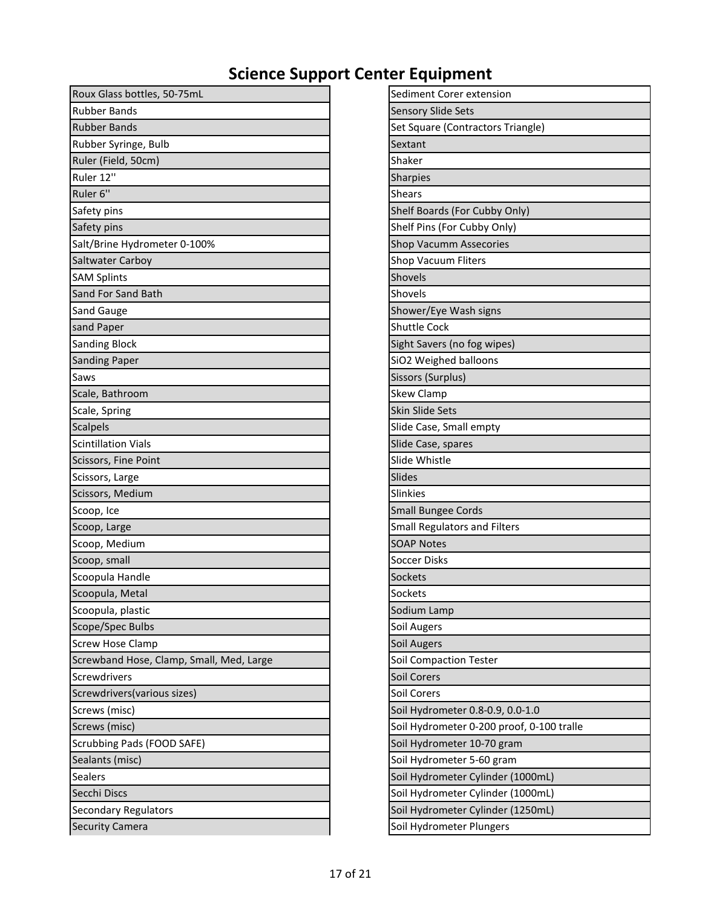# Science Support Center Equipment

| Roux Glass bottles, 50-75mL |
|---|
| Rubber Bands |
| Rubber Bands |
| Rubber Syringe, Bulb |
| Ruler (Field, 50cm) |
| Ruler 12'' |
| Ruler 6'' |
| Safety pins |
| Safety pins |
| Salt/Brine Hydrometer 0-100% |
| Saltwater Carboy |
| SAM Splints |
| Sand For Sand Bath |
| Sand Gauge |
| sand Paper |
| Sanding Block |
| Sanding Paper |
| Saws |
| Scale, Bathroom |
| Scale, Spring |
| Scalpels |
| Scintillation Vials |
| Scissors, Fine Point |
| Scissors, Large |
| Scissors, Medium |
| Scoop, Ice |
| Scoop, Large |
| Scoop, Medium |
| Scoop, small |
| Scoopula Handle |
| Scoopula, Metal |
| Scoopula, plastic |
| Scope/Spec Bulbs |
| Screw Hose Clamp |
| Screwband Hose, Clamp, Small, Med, Large |
| Screwdrivers |
| Screwdrivers(various sizes) |
| Screws (misc) |
| Screws (misc) |
| Scrubbing Pads (FOOD SAFE) |
| Sealants (misc) |
| Sealers |
| Secchi Discs |
| Secondary Regulators |
| Security Camera |

| Sediment Corer extension |
|---|
| Sensory Slide Sets |
| Set Square (Contractors Triangle) |
| Sextant |
| Shaker |
| Sharpies |
| Shears |
| Shelf Boards (For Cubby Only) |
| Shelf Pins (For Cubby Only) |
| Shop Vacumm Assecories |
| Shop Vacuum Fliters |
| Shovels |
| Shovels |
| Shower/Eye Wash signs |
| Shuttle Cock |
| Sight Savers (no fog wipes) |
| SiO2 Weighed balloons |
| Sissors (Surplus) |
| Skew Clamp |
| Skin Slide Sets |
| Slide Case, Small empty |
| Slide Case, spares |
| Slide Whistle |
| Slides |
| Slinkies |
| Small Bungee Cords |
| Small Regulators and Filters |
| SOAP Notes |
| Soccer Disks |
| Sockets |
| Sockets |
| Sodium Lamp |
| Soil Augers |
| Soil Augers |
| Soil Compaction Tester |
| Soil Corers |
| Soil Corers |
| Soil Hydrometer 0.8-0.9, 0.0-1.0 |
| Soil Hydrometer 0-200 proof, 0-100 tralle |
| Soil Hydrometer 10-70 gram |
| Soil Hydrometer 5-60 gram |
| Soil Hydrometer Cylinder (1000mL) |
| Soil Hydrometer Cylinder (1000mL) |
| Soil Hydrometer Cylinder (1250mL) |
| Soil Hydrometer Plungers |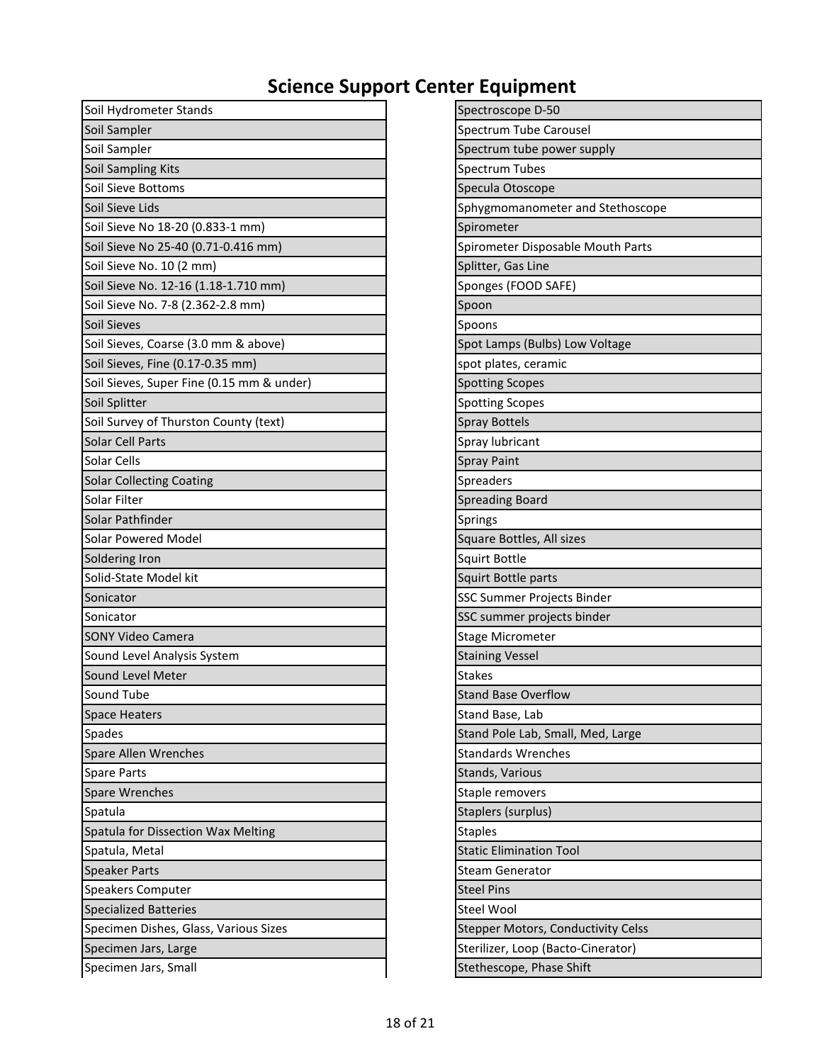# Science Support Center Equipment

| Soil Hydrometer Stands |
|---|
| Soil Sampler |
| Soil Sampler |
| Soil Sampling Kits |
| Soil Sieve Bottoms |
| Soil Sieve Lids |
| Soil Sieve No 18-20 (0.833-1 mm) |
| Soil Sieve No 25-40 (0.71-0.416 mm) |
| Soil Sieve No. 10 (2 mm) |
| Soil Sieve No. 12-16 (1.18-1.710 mm) |
| Soil Sieve No. 7-8 (2.362-2.8 mm) |
| Soil Sieves |
| Soil Sieves, Coarse (3.0 mm & above) |
| Soil Sieves, Fine (0.17-0.35 mm) |
| Soil Sieves, Super Fine (0.15 mm & under) |
| Soil Splitter |
| Soil Survey of Thurston County (text) |
| Solar Cell Parts |
| Solar Cells |
| Solar Collecting Coating |
| Solar Filter |
| Solar Pathfinder |
| Solar Powered Model |
| Soldering Iron |
| Solid-State Model kit |
| Sonicator |
| Sonicator |
| SONY Video Camera |
| Sound Level Analysis System |
| Sound Level Meter |
| Sound Tube |
| Space Heaters |
| Spades |
| Spare Allen Wrenches |
| Spare Parts |
| Spare Wrenches |
| Spatula |
| Spatula for Dissection Wax Melting |
| Spatula, Metal |
| Speaker Parts |
| Speakers Computer |
| Specialized Batteries |
| Specimen Dishes, Glass, Various Sizes |
| Specimen Jars, Large |
| Specimen Jars, Small |

| Spectroscope D-50 |
|---|
| Spectrum Tube Carousel |
| Spectrum tube power supply |
| Spectrum Tubes |
| Specula Otoscope |
| Sphygmomanometer and Stethoscope |
| Spirometer |
| Spirometer Disposable Mouth Parts |
| Splitter, Gas Line |
| Sponges (FOOD SAFE) |
| Spoon |
| Spoons |
| Spot Lamps (Bulbs) Low Voltage |
| spot plates, ceramic |
| Spotting Scopes |
| Spotting Scopes |
| Spray Bottels |
| Spray lubricant |
| Spray Paint |
| Spreaders |
| Spreading Board |
| Springs |
| Square Bottles, All sizes |
| Squirt Bottle |
| Squirt Bottle parts |
| SSC Summer Projects Binder |
| SSC summer projects binder |
| Stage Micrometer |
| Staining Vessel |
| Stakes |
| Stand Base Overflow |
| Stand Base, Lab |
| Stand Pole Lab, Small, Med, Large |
| Standards Wrenches |
| Stands, Various |
| Staple removers |
| Staplers (surplus) |
| Staples |
| Static Elimination Tool |
| Steam Generator |
| Steel Pins |
| Steel Wool |
| Stepper Motors, Conductivity Celss |
| Sterilizer, Loop (Bacto-Cinerator) |
| Stethescope, Phase Shift |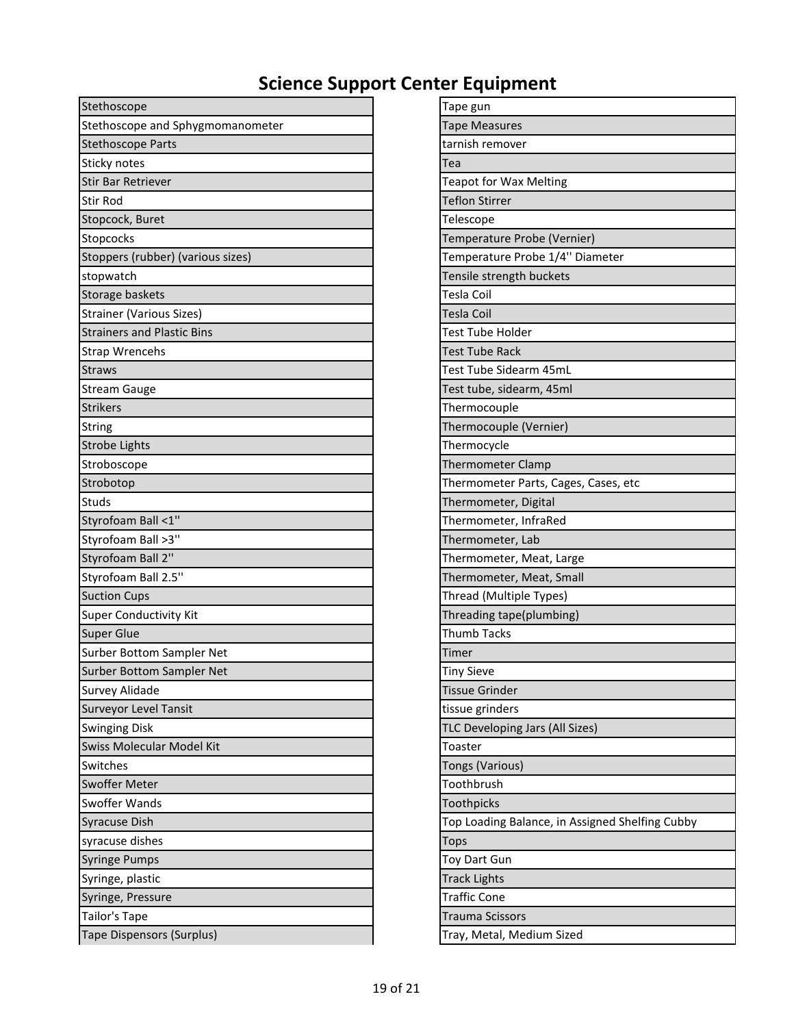# Science Support Center Equipment

| Stethoscope |
|---|
| Stethoscope and Sphygmomanometer |
| Stethoscope Parts |
| Sticky notes |
| Stir Bar Retriever |
| Stir Rod |
| Stopcock, Buret |
| Stopcocks |
| Stoppers (rubber) (various sizes) |
| stopwatch |
| Storage baskets |
| Strainer (Various Sizes) |
| Strainers and Plastic Bins |
| Strap Wrencehs |
| Straws |
| Stream Gauge |
| Strikers |
| String |
| Strobe Lights |
| Stroboscope |
| Strobotop |
| Studs |
| Styrofoam Ball <1'' |
| Styrofoam Ball >3'' |
| Styrofoam Ball 2'' |
| Styrofoam Ball 2.5'' |
| Suction Cups |
| Super Conductivity Kit |
| Super Glue |
| Surber Bottom Sampler Net |
| Surber Bottom Sampler Net |
| Survey Alidade |
| Surveyor Level Tansit |
| Swinging Disk |
| Swiss Molecular Model Kit |
| Switches |
| Swoffer Meter |
| Swoffer Wands |
| Syracuse Dish |
| syracuse dishes |
| Syringe Pumps |
| Syringe, plastic |
| Syringe, Pressure |
| Tailor's Tape |
| Tape Dispensors (Surplus) |

| Tape gun |
|---|
| Tape Measures |
| tarnish remover |
| Tea |
| Teapot for Wax Melting |
| Teflon Stirrer |
| Telescope |
| Temperature Probe (Vernier) |
| Temperature Probe 1/4'' Diameter |
| Tensile strength buckets |
| Tesla Coil |
| Tesla Coil |
| Test Tube Holder |
| Test Tube Rack |
| Test Tube Sidearm 45mL |
| Test tube, sidearm, 45ml |
| Thermocouple |
| Thermocouple (Vernier) |
| Thermocycle |
| Thermometer Clamp |
| Thermometer Parts, Cages, Cases, etc |
| Thermometer, Digital |
| Thermometer, InfraRed |
| Thermometer, Lab |
| Thermometer, Meat, Large |
| Thermometer, Meat, Small |
| Thread (Multiple Types) |
| Threading tape(plumbing) |
| Thumb Tacks |
| Timer |
| Tiny Sieve |
| Tissue Grinder |
| tissue grinders |
| TLC Developing Jars (All Sizes) |
| Toaster |
| Tongs (Various) |
| Toothbrush |
| Toothpicks |
| Top Loading Balance, in Assigned Shelfing Cubby |
| Tops |
| Toy Dart Gun |
| Track Lights |
| Traffic Cone |
| Trauma Scissors |
| Tray, Metal, Medium Sized |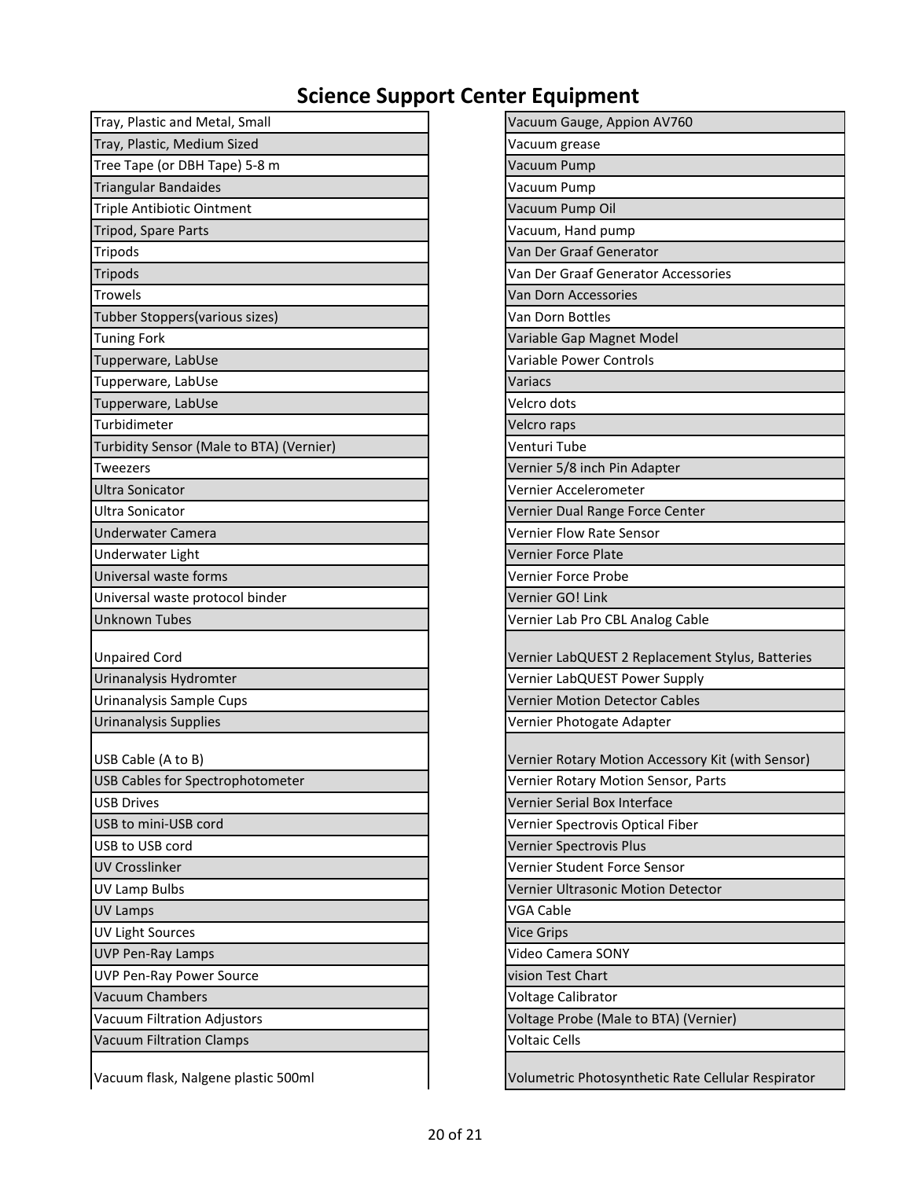# Science Support Center Equipment

| |
|---|
| Tray, Plastic and Metal, Small |
| Tray, Plastic, Medium Sized |
| Tree Tape (or DBH Tape) 5-8 m |
| Triangular Bandaides |
| Triple Antibiotic Ointment |
| Tripod, Spare Parts |
| Tripods |
| Tripods |
| Trowels |
| Tubber Stoppers(various sizes) |
| Tuning Fork |
| Tupperware, LabUse |
| Tupperware, LabUse |
| Tupperware, LabUse |
| Turbidimeter |
| Turbidity Sensor (Male to BTA) (Vernier) |
| Tweezers |
| Ultra Sonicator |
| Ultra Sonicator |
| Underwater Camera |
| Underwater Light |
| Universal waste forms |
| Universal waste protocol binder |
| Unknown Tubes |
| Unpaired Cord |
| Urinanalysis Hydromter |
| Urinanalysis Sample Cups |
| Urinanalysis Supplies |
| USB Cable (A to B) |
| USB Cables for Spectrophotometer |
| USB Drives |
| USB to mini-USB cord |
| USB to USB cord |
| UV Crosslinker |
| UV Lamp Bulbs |
| UV Lamps |
| UV Light Sources |
| UVP Pen-Ray Lamps |
| UVP Pen-Ray Power Source |
| Vacuum Chambers |
| Vacuum Filtration Adjustors |
| Vacuum Filtration Clamps |
| Vacuum flask, Nalgene plastic 500ml |
| Vacuum Gauge, Appion AV760 |
| Vacuum grease |
| Vacuum Pump |
| Vacuum Pump |
| Vacuum Pump Oil |
| Vacuum, Hand pump |
| Van Der Graaf Generator |
| Van Der Graaf Generator Accessories |
| Van Dorn Accessories |
| Van Dorn Bottles |
| Variable Gap Magnet Model |
| Variable Power Controls |
| Variacs |
| Velcro dots |
| Velcro raps |
| Venturi Tube |
| Vernier 5/8 inch Pin Adapter |
| Vernier Accelerometer |
| Vernier Dual Range Force Center |
| Vernier Flow Rate Sensor |
| Vernier Force Plate |
| Vernier Force Probe |
| Vernier GO! Link |
| Vernier Lab Pro CBL Analog Cable |
| Vernier LabQUEST 2 Replacement Stylus, Batteries |
| Vernier LabQUEST Power Supply |
| Vernier Motion Detector Cables |
| Vernier Photogate Adapter |
| Vernier Rotary Motion Accessory Kit (with Sensor) |
| Vernier Rotary Motion Sensor, Parts |
| Vernier Serial Box Interface |
| Vernier Spectrovis Optical Fiber |
| Vernier Spectrovis Plus |
| Vernier Student Force Sensor |
| Vernier Ultrasonic Motion Detector |
| VGA Cable |
| Vice Grips |
| Video Camera SONY |
| vision Test Chart |
| Voltage Calibrator |
| Voltage Probe (Male to BTA) (Vernier) |
| Voltaic Cells |
| Volumetric Photosynthetic Rate Cellular Respirator |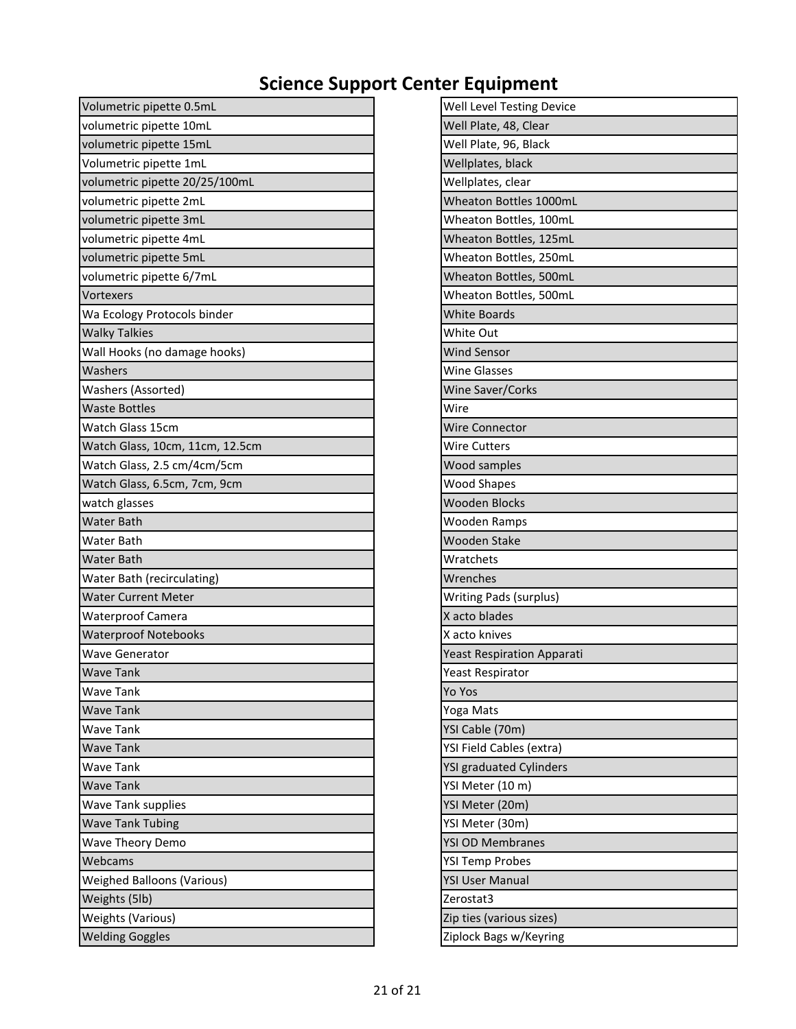# Science Support Center Equipment

| |
|---|
| Volumetric pipette 0.5mL |
| volumetric pipette 10mL |
| volumetric pipette 15mL |
| Volumetric pipette 1mL |
| volumetric pipette 20/25/100mL |
| volumetric pipette 2mL |
| volumetric pipette 3mL |
| volumetric pipette 4mL |
| volumetric pipette 5mL |
| volumetric pipette 6/7mL |
| Vortexers |
| Wa Ecology Protocols binder |
| Walky Talkies |
| Wall Hooks (no damage hooks) |
| Washers |
| Washers (Assorted) |
| Waste Bottles |
| Watch Glass 15cm |
| Watch Glass, 10cm, 11cm, 12.5cm |
| Watch Glass, 2.5 cm/4cm/5cm |
| Watch Glass, 6.5cm, 7cm, 9cm |
| watch glasses |
| Water Bath |
| Water Bath |
| Water Bath |
| Water Bath (recirculating) |
| Water Current Meter |
| Waterproof Camera |
| Waterproof Notebooks |
| Wave Generator |
| Wave Tank |
| Wave Tank |
| Wave Tank |
| Wave Tank |
| Wave Tank |
| Wave Tank |
| Wave Tank |
| Wave Tank supplies |
| Wave Tank Tubing |
| Wave Theory Demo |
| Webcams |
| Weighed Balloons (Various) |
| Weights (5lb) |
| Weights (Various) |
| Welding Goggles |

| |
|---|
| Well Level Testing Device |
| Well Plate, 48, Clear |
| Well Plate, 96, Black |
| Wellplates, black |
| Wellplates, clear |
| Wheaton Bottles 1000mL |
| Wheaton Bottles, 100mL |
| Wheaton Bottles, 125mL |
| Wheaton Bottles, 250mL |
| Wheaton Bottles, 500mL |
| Wheaton Bottles, 500mL |
| White Boards |
| White Out |
| Wind Sensor |
| Wine Glasses |
| Wine Saver/Corks |
| Wire |
| Wire Connector |
| Wire Cutters |
| Wood samples |
| Wood Shapes |
| Wooden Blocks |
| Wooden Ramps |
| Wooden Stake |
| Wratchets |
| Wrenches |
| Writing Pads (surplus) |
| X acto blades |
| X acto knives |
| Yeast Respiration Apparati |
| Yeast Respirator |
| Yo Yos |
| Yoga Mats |
| YSI Cable (70m) |
| YSI Field Cables (extra) |
| YSI graduated Cylinders |
| YSI Meter (10 m) |
| YSI Meter (20m) |
| YSI Meter (30m) |
| YSI OD Membranes |
| YSI Temp Probes |
| YSI User Manual |
| Zerostat3 |
| Zip ties (various sizes) |
| Ziplock Bags w/Keyring |